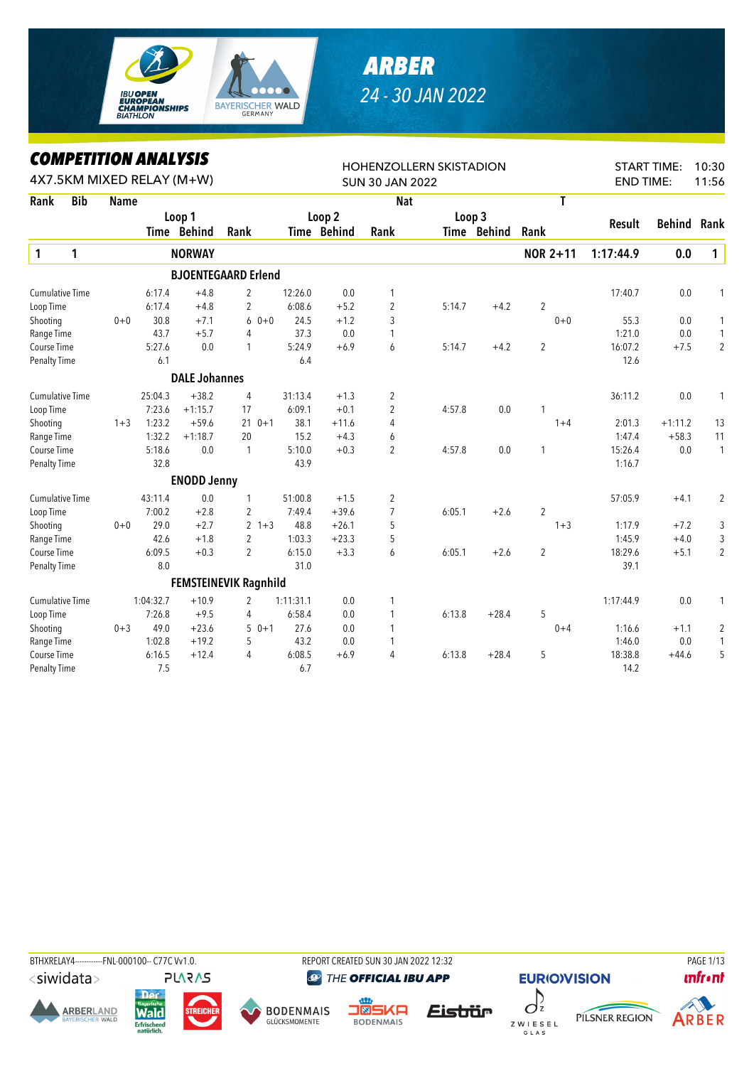# ARBER

24 - 30 JAN 2022

## COMPETITION ANALYSIS

4X7.5KM MIXED RELAY (M+W)

HOHENZOLLERN SKISTADION
SUN 30 JAN 2022

START TIME: 10:30
END TIME: 11:56

| Rank | Bib | Name | | Loop 1 Time | Loop 1 Behind | Loop 1 Rank | | Loop 2 Time | Loop 2 Behind | Loop 2 Rank | Loop 3 Time | Loop 3 Behind | Loop 3 Rank | T | Result | Behind | Rank |
|---|---|---|---|---|---|---|---|---|---|---|---|---|---|---|---|---|---|
| **1** | **1** | **NORWAY** | | | | | | | | | | | | **NOR 2+11** | **1:17:44.9** | **0.0** | **1** |
| | | **BJOENTEGAARD Erlend** | | | | | | | | | | | | | | | |
| | | Cumulative Time | | 6:17.4 | +4.8 | 2 | | 12:26.0 | 0.0 | 1 | | | | | 17:40.7 | 0.0 | 1 |
| | | Loop Time | | 6:17.4 | +4.8 | 2 | | 6:08.6 | +5.2 | 2 | 5:14.7 | +4.2 | 2 | | | | |
| | | Shooting | 0+0 | 30.8 | +7.1 | 6 | 0+0 | 24.5 | +1.2 | 3 | | | | 0+0 | 55.3 | 0.0 | 1 |
| | | Range Time | | 43.7 | +5.7 | 4 | | 37.3 | 0.0 | 1 | | | | | 1:21.0 | 0.0 | 1 |
| | | Course Time | | 5:27.6 | 0.0 | 1 | | 5:24.9 | +6.9 | 6 | 5:14.7 | +4.2 | 2 | | 16:07.2 | +7.5 | 2 |
| | | Penalty Time | | 6.1 | | | | 6.4 | | | | | | | 12.6 | | |
| | | **DALE Johannes** | | | | | | | | | | | | | | | |
| | | Cumulative Time | | 25:04.3 | +38.2 | 4 | | 31:13.4 | +1.3 | 2 | | | | | 36:11.2 | 0.0 | 1 |
| | | Loop Time | | 7:23.6 | +1:15.7 | 17 | | 6:09.1 | +0.1 | 2 | 4:57.8 | 0.0 | 1 | | | | |
| | | Shooting | 1+3 | 1:23.2 | +59.6 | 21 | 0+1 | 38.1 | +11.6 | 4 | | | | 1+4 | 2:01.3 | +1:11.2 | 13 |
| | | Range Time | | 1:32.2 | +1:18.7 | 20 | | 15.2 | +4.3 | 6 | | | | | 1:47.4 | +58.3 | 11 |
| | | Course Time | | 5:18.6 | 0.0 | 1 | | 5:10.0 | +0.3 | 2 | 4:57.8 | 0.0 | 1 | | 15:26.4 | 0.0 | 1 |
| | | Penalty Time | | 32.8 | | | | 43.9 | | | | | | | 1:16.7 | | |
| | | **ENODD Jenny** | | | | | | | | | | | | | | | |
| | | Cumulative Time | | 43:11.4 | 0.0 | 1 | | 51:00.8 | +1.5 | 2 | | | | | 57:05.9 | +4.1 | 2 |
| | | Loop Time | | 7:00.2 | +2.8 | 2 | | 7:49.4 | +39.6 | 7 | 6:05.1 | +2.6 | 2 | | | | |
| | | Shooting | 0+0 | 29.0 | +2.7 | 2 | 1+3 | 48.8 | +26.1 | 5 | | | | 1+3 | 1:17.9 | +7.2 | 3 |
| | | Range Time | | 42.6 | +1.8 | 2 | | 1:03.3 | +23.3 | 5 | | | | | 1:45.9 | +4.0 | 3 |
| | | Course Time | | 6:09.5 | +0.3 | 2 | | 6:15.0 | +3.3 | 6 | 6:05.1 | +2.6 | 2 | | 18:29.6 | +5.1 | 2 |
| | | Penalty Time | | 8.0 | | | | 31.0 | | | | | | | 39.1 | | |
| | | **FEMSTEINEVIK Ragnhild** | | | | | | | | | | | | | | | |
| | | Cumulative Time | | 1:04:32.7 | +10.9 | 2 | | 1:11:31.1 | 0.0 | 1 | | | | | 1:17:44.9 | 0.0 | 1 |
| | | Loop Time | | 7:26.8 | +9.5 | 4 | | 6:58.4 | 0.0 | 1 | 6:13.8 | +28.4 | 5 | | | | |
| | | Shooting | 0+3 | 49.0 | +23.6 | 5 | 0+1 | 27.6 | 0.0 | 1 | | | | 0+4 | 1:16.6 | +1.1 | 2 |
| | | Range Time | | 1:02.8 | +19.2 | 5 | | 43.2 | 0.0 | 1 | | | | | 1:46.0 | 0.0 | 1 |
| | | Course Time | | 6:16.5 | +12.4 | 4 | | 6:08.5 | +6.9 | 4 | 6:13.8 | +28.4 | 5 | | 18:38.8 | +44.6 | 5 |
| | | Penalty Time | | 7.5 | | | | 6.7 | | | | | | | 14.2 | | |

BTHXRELAY4-----------FNL-000100-- C77C Vv1.0. REPORT CREATED SUN 30 JAN 2022 12:32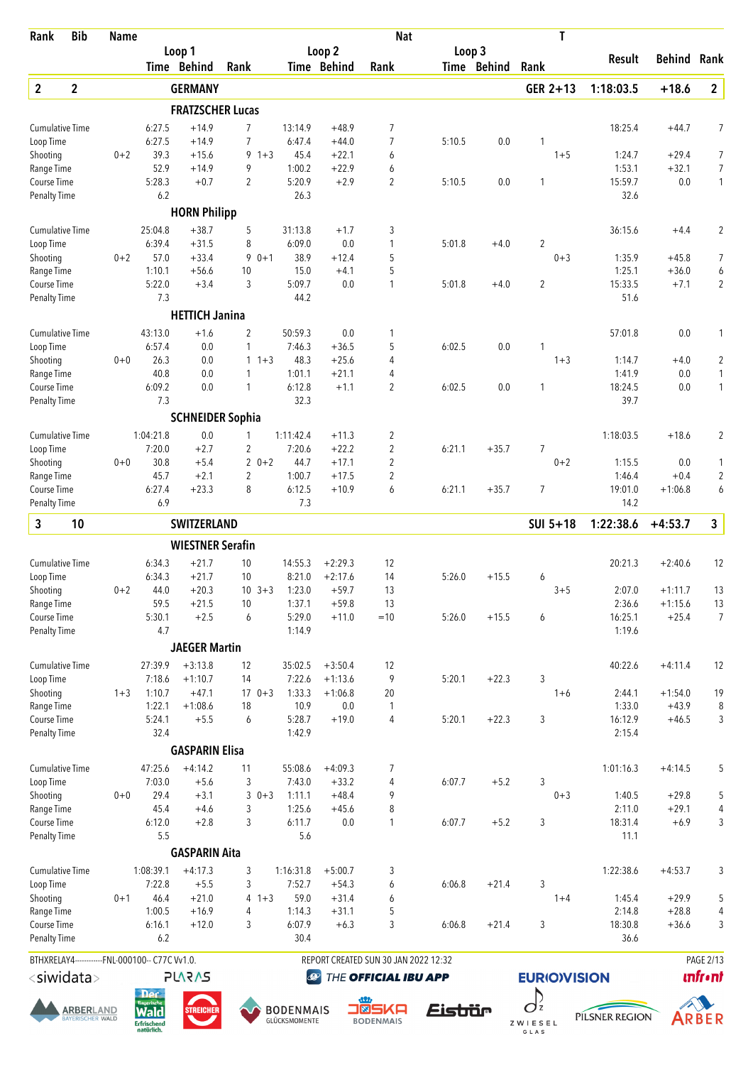| Rank | Bib | Name | | | | | | | Nat | | | | T | | | |
|---|---|---|---|---|---|---|---|---|---|---|---|---|---|---|---|---|
| | | | Loop 1 | | | Loop 2 | | | Loop 3 | | | | | Result | Behind | Rank |
| | | | Time | Behind | Rank | Time | Behind | Rank | Time | Behind | Rank | | | | | |
| **2** | **2** | **GERMANY** | | | | | | | | | | **GER 2+13** | | **1:18:03.5** | **+18.6** | **2** |
| | | **FRATZSCHER Lucas** | | | | | | | | | | | | | | |
| Cumulative Time | | | 6:27.5 | +14.9 | 7 | 13:14.9 | +48.9 | 7 | | | | | | 18:25.4 | +44.7 | 7 |
| Loop Time | | | 6:27.5 | +14.9 | 7 | 6:47.4 | +44.0 | 7 | 5:10.5 | 0.0 | 1 | | | | | |
| Shooting | | 0+2 | 39.3 | +15.6 | 9 1+3 | 45.4 | +22.1 | 6 | | | | 1+5 | | 1:24.7 | +29.4 | 7 |
| Range Time | | | 52.9 | +14.9 | 9 | 1:00.2 | +22.9 | 6 | | | | | | 1:53.1 | +32.1 | 7 |
| Course Time | | | 5:28.3 | +0.7 | 2 | 5:20.9 | +2.9 | 2 | 5:10.5 | 0.0 | 1 | | | 15:59.7 | 0.0 | 1 |
| Penalty Time | | | 6.2 | | | 26.3 | | | | | | | | 32.6 | | |
| | | **HORN Philipp** | | | | | | | | | | | | | | |
| Cumulative Time | | | 25:04.8 | +38.7 | 5 | 31:13.8 | +1.7 | 3 | | | | | | 36:15.6 | +4.4 | 2 |
| Loop Time | | | 6:39.4 | +31.5 | 8 | 6:09.0 | 0.0 | 1 | 5:01.8 | +4.0 | 2 | | | | | |
| Shooting | | 0+2 | 57.0 | +33.4 | 9 0+1 | 38.9 | +12.4 | 5 | | | | 0+3 | | 1:35.9 | +45.8 | 7 |
| Range Time | | | 1:10.1 | +56.6 | 10 | 15.0 | +4.1 | 5 | | | | | | 1:25.1 | +36.0 | 6 |
| Course Time | | | 5:22.0 | +3.4 | 3 | 5:09.7 | 0.0 | 1 | 5:01.8 | +4.0 | 2 | | | 15:33.5 | +7.1 | 2 |
| Penalty Time | | | 7.3 | | | 44.2 | | | | | | | | 51.6 | | |
| | | **HETTICH Janina** | | | | | | | | | | | | | | |
| Cumulative Time | | | 43:13.0 | +1.6 | 2 | 50:59.3 | 0.0 | 1 | | | | | | 57:01.8 | 0.0 | 1 |
| Loop Time | | | 6:57.4 | 0.0 | 1 | 7:46.3 | +36.5 | 5 | 6:02.5 | 0.0 | 1 | | | | | |
| Shooting | | 0+0 | 26.3 | 0.0 | 1 1+3 | 48.3 | +25.6 | 4 | | | | 1+3 | | 1:14.7 | +4.0 | 2 |
| Range Time | | | 40.8 | 0.0 | 1 | 1:01.1 | +21.1 | 4 | | | | | | 1:41.9 | 0.0 | 1 |
| Course Time | | | 6:09.2 | 0.0 | 1 | 6:12.8 | +1.1 | 2 | 6:02.5 | 0.0 | 1 | | | 18:24.5 | 0.0 | 1 |
| Penalty Time | | | 7.3 | | | 32.3 | | | | | | | | 39.7 | | |
| | | **SCHNEIDER Sophia** | | | | | | | | | | | | | | |
| Cumulative Time | | | 1:04:21.8 | 0.0 | 1 | 1:11:42.4 | +11.3 | 2 | | | | | | 1:18:03.5 | +18.6 | 2 |
| Loop Time | | | 7:20.0 | +2.7 | 2 | 7:20.6 | +22.2 | 2 | 6:21.1 | +35.7 | 7 | | | | | |
| Shooting | | 0+0 | 30.8 | +5.4 | 2 0+2 | 44.7 | +17.1 | 2 | | | | 0+2 | | 1:15.5 | 0.0 | 1 |
| Range Time | | | 45.7 | +2.1 | 2 | 1:00.7 | +17.5 | 2 | | | | | | 1:46.4 | +0.4 | 2 |
| Course Time | | | 6:27.4 | +23.3 | 8 | 6:12.5 | +10.9 | 6 | 6:21.1 | +35.7 | 7 | | | 19:01.0 | +1:06.8 | 6 |
| Penalty Time | | | 6.9 | | | 7.3 | | | | | | | | 14.2 | | |
| **3** | **10** | **SWITZERLAND** | | | | | | | | | | **SUI 5+18** | | **1:22:38.6** | **+4:53.7** | **3** |
| | | **WIESTNER Serafin** | | | | | | | | | | | | | | |
| Cumulative Time | | | 6:34.3 | +21.7 | 10 | 14:55.3 | +2:29.3 | 12 | | | | | | 20:21.3 | +2:40.6 | 12 |
| Loop Time | | | 6:34.3 | +21.7 | 10 | 8:21.0 | +2:17.6 | 14 | 5:26.0 | +15.5 | 6 | | | | | |
| Shooting | | 0+2 | 44.0 | +20.3 | 10 3+3 | 1:23.0 | +59.7 | 13 | | | | 3+5 | | 2:07.0 | +1:11.7 | 13 |
| Range Time | | | 59.5 | +21.5 | 10 | 1:37.1 | +59.8 | 13 | | | | | | 2:36.6 | +1:15.6 | 13 |
| Course Time | | | 5:30.1 | +2.5 | 6 | 5:29.0 | +11.0 | =10 | 5:26.0 | +15.5 | 6 | | | 16:25.1 | +25.4 | 7 |
| Penalty Time | | | 4.7 | | | 1:14.9 | | | | | | | | 1:19.6 | | |
| | | **JAEGER Martin** | | | | | | | | | | | | | | |
| Cumulative Time | | | 27:39.9 | +3:13.8 | 12 | 35:02.5 | +3:50.4 | 12 | | | | | | 40:22.6 | +4:11.4 | 12 |
| Loop Time | | | 7:18.6 | +1:10.7 | 14 | 7:22.6 | +1:13.6 | 9 | 5:20.1 | +22.3 | 3 | | | | | |
| Shooting | | 1+3 | 1:10.7 | +47.1 | 17 0+3 | 1:33.3 | +1:06.8 | 20 | | | | 1+6 | | 2:44.1 | +1:54.0 | 19 |
| Range Time | | | 1:22.1 | +1:08.6 | 18 | 10.9 | 0.0 | 1 | | | | | | 1:33.0 | +43.9 | 8 |
| Course Time | | | 5:24.1 | +5.5 | 6 | 5:28.7 | +19.0 | 4 | 5:20.1 | +22.3 | 3 | | | 16:12.9 | +46.5 | 3 |
| Penalty Time | | | 32.4 | | | 1:42.9 | | | | | | | | 2:15.4 | | |
| | | **GASPARIN Elisa** | | | | | | | | | | | | | | |
| Cumulative Time | | | 47:25.6 | +4:14.2 | 11 | 55:08.6 | +4:09.3 | 7 | | | | | | 1:01:16.3 | +4:14.5 | 5 |
| Loop Time | | | 7:03.0 | +5.6 | 3 | 7:43.0 | +33.2 | 4 | 6:07.7 | +5.2 | 3 | | | | | |
| Shooting | | 0+0 | 29.4 | +3.1 | 3 0+3 | 1:11.1 | +48.4 | 9 | | | | 0+3 | | 1:40.5 | +29.8 | 5 |
| Range Time | | | 45.4 | +4.6 | 3 | 1:25.6 | +45.6 | 8 | | | | | | 2:11.0 | +29.1 | 4 |
| Course Time | | | 6:12.0 | +2.8 | 3 | 6:11.7 | 0.0 | 1 | 6:07.7 | +5.2 | 3 | | | 18:31.4 | +6.9 | 3 |
| Penalty Time | | | 5.5 | | | 5.6 | | | | | | | | 11.1 | | |
| | | **GASPARIN Aita** | | | | | | | | | | | | | | |
| Cumulative Time | | | 1:08:39.1 | +4:17.3 | 3 | 1:16:31.8 | +5:00.7 | 3 | | | | | | 1:22:38.6 | +4:53.7 | 3 |
| Loop Time | | | 7:22.8 | +5.5 | 3 | 7:52.7 | +54.3 | 6 | 6:06.8 | +21.4 | 3 | | | | | |
| Shooting | | 0+1 | 46.4 | +21.0 | 4 1+3 | 59.0 | +31.4 | 6 | | | | 1+4 | | 1:45.4 | +29.9 | 5 |
| Range Time | | | 1:00.5 | +16.9 | 4 | 1:14.3 | +31.1 | 5 | | | | | | 2:14.8 | +28.8 | 4 |
| Course Time | | | 6:16.1 | +12.0 | 3 | 6:07.9 | +6.3 | 3 | 6:06.8 | +21.4 | 3 | | | 18:30.8 | +36.6 | 3 |
| Penalty Time | | | 6.2 | | | 30.4 | | | | | | | | 36.6 | | |

BTHXRELAY4-----------FNL-000100-- C77C Vv1.0. REPORT CREATED SUN 30 JAN 2022 12:32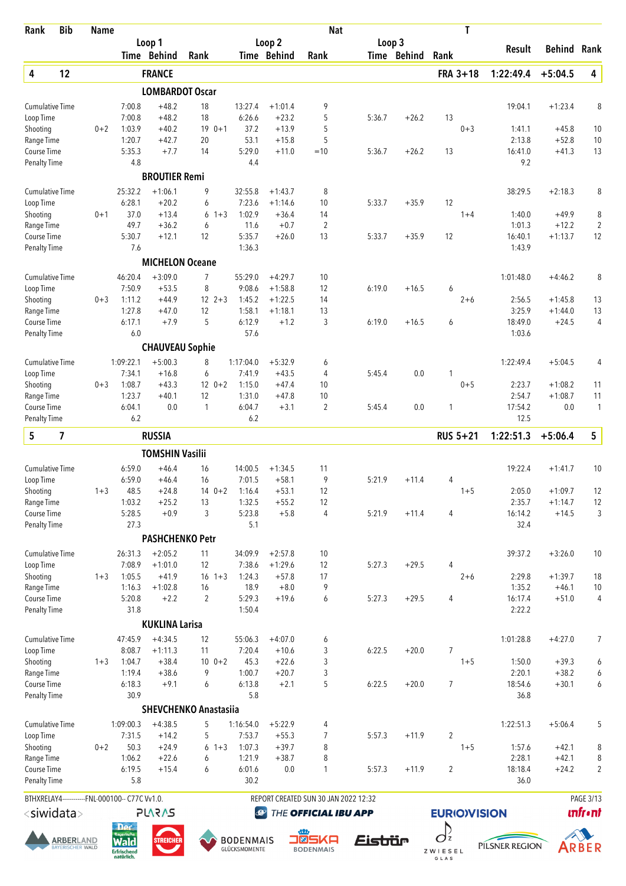| Rank | Bib | Name | | Loop 1 Time | Loop 1 Behind | Loop 1 Rank | | Loop 2 Time | Loop 2 Behind | Loop 2 Rank | Nat | Loop 3 Time | Loop 3 Behind | Loop 3 Rank | T | Result | Behind | Rank |
|---|---|---|---|---|---|---|---|---|---|---|---|---|---|---|---|---|---|---|
| **4** | **12** | **FRANCE** | | | | | | | | | | | | | **FRA 3+18** | **1:22:49.4** | **+5:04.5** | **4** |
| | | **LOMBARDOT Oscar** | | | | | | | | | | | | | | | | |
| | | Cumulative Time | | 7:00.8 | +48.2 | 18 | | 13:27.4 | +1:01.4 | 9 | | | | | | 19:04.1 | +1:23.4 | 8 |
| | | Loop Time | | 7:00.8 | +48.2 | 18 | | 6:26.6 | +23.2 | 5 | | 5:36.7 | +26.2 | 13 | | | | |
| | | Shooting | 0+2 | 1:03.9 | +40.2 | 19 | 0+1 | 37.2 | +13.9 | 5 | | | | | 0+3 | 1:41.1 | +45.8 | 10 |
| | | Range Time | | 1:20.7 | +42.7 | 20 | | 53.1 | +15.8 | 5 | | | | | | 2:13.8 | +52.8 | 10 |
| | | Course Time | | 5:35.3 | +7.7 | 14 | | 5:29.0 | +11.0 | =10 | | 5:36.7 | +26.2 | 13 | | 16:41.0 | +41.3 | 13 |
| | | Penalty Time | | 4.8 | | | | 4.4 | | | | | | | | 9.2 | | |
| | | **BROUTIER Remi** | | | | | | | | | | | | | | | | |
| | | Cumulative Time | | 25:32.2 | +1:06.1 | 9 | | 32:55.8 | +1:43.7 | 8 | | | | | | 38:29.5 | +2:18.3 | 8 |
| | | Loop Time | | 6:28.1 | +20.2 | 6 | | 7:23.6 | +1:14.6 | 10 | | 5:33.7 | +35.9 | 12 | | | | |
| | | Shooting | 0+1 | 37.0 | +13.4 | 6 | 1+3 | 1:02.9 | +36.4 | 14 | | | | | 1+4 | 1:40.0 | +49.9 | 8 |
| | | Range Time | | 49.7 | +36.2 | 6 | | 11.6 | +0.7 | 2 | | | | | | 1:01.3 | +12.2 | 2 |
| | | Course Time | | 5:30.7 | +12.1 | 12 | | 5:35.7 | +26.0 | 13 | | 5:33.7 | +35.9 | 12 | | 16:40.1 | +1:13.7 | 12 |
| | | Penalty Time | | 7.6 | | | | 1:36.3 | | | | | | | | 1:43.9 | | |
| | | **MICHELON Oceane** | | | | | | | | | | | | | | | | |
| | | Cumulative Time | | 46:20.4 | +3:09.0 | 7 | | 55:29.0 | +4:29.7 | 10 | | | | | | 1:01:48.0 | +4:46.2 | 8 |
| | | Loop Time | | 7:50.9 | +53.5 | 8 | | 9:08.6 | +1:58.8 | 12 | | 6:19.0 | +16.5 | 6 | | | | |
| | | Shooting | 0+3 | 1:11.2 | +44.9 | 12 | 2+3 | 1:45.2 | +1:22.5 | 14 | | | | | 2+6 | 2:56.5 | +1:45.8 | 13 |
| | | Range Time | | 1:27.8 | +47.0 | 12 | | 1:58.1 | +1:18.1 | 13 | | | | | | 3:25.9 | +1:44.0 | 13 |
| | | Course Time | | 6:17.1 | +7.9 | 5 | | 6:12.9 | +1.2 | 3 | | 6:19.0 | +16.5 | 6 | | 18:49.0 | +24.5 | 4 |
| | | Penalty Time | | 6.0 | | | | 57.6 | | | | | | | | 1:03.6 | | |
| | | **CHAUVEAU Sophie** | | | | | | | | | | | | | | | | |
| | | Cumulative Time | | 1:09:22.1 | +5:00.3 | 8 | | 1:17:04.0 | +5:32.9 | 6 | | | | | | 1:22:49.4 | +5:04.5 | 4 |
| | | Loop Time | | 7:34.1 | +16.8 | 6 | | 7:41.9 | +43.5 | 4 | | 5:45.4 | 0.0 | 1 | | | | |
| | | Shooting | 0+3 | 1:08.7 | +43.3 | 12 | 0+2 | 1:15.0 | +47.4 | 10 | | | | | 0+5 | 2:23.7 | +1:08.2 | 11 |
| | | Range Time | | 1:23.7 | +40.1 | 12 | | 1:31.0 | +47.8 | 10 | | | | | | 2:54.7 | +1:08.7 | 11 |
| | | Course Time | | 6:04.1 | 0.0 | 1 | | 6:04.7 | +3.1 | 2 | | 5:45.4 | 0.0 | 1 | | 17:54.2 | 0.0 | 1 |
| | | Penalty Time | | 6.2 | | | | 6.2 | | | | | | | | 12.5 | | |
| **5** | **7** | **RUSSIA** | | | | | | | | | | | | | **RUS 5+21** | **1:22:51.3** | **+5:06.4** | **5** |
| | | **TOMSHIN Vasilii** | | | | | | | | | | | | | | | | |
| | | Cumulative Time | | 6:59.0 | +46.4 | 16 | | 14:00.5 | +1:34.5 | 11 | | | | | | 19:22.4 | +1:41.7 | 10 |
| | | Loop Time | | 6:59.0 | +46.4 | 16 | | 7:01.5 | +58.1 | 9 | | 5:21.9 | +11.4 | 4 | | | | |
| | | Shooting | 1+3 | 48.5 | +24.8 | 14 | 0+2 | 1:16.4 | +53.1 | 12 | | | | | 1+5 | 2:05.0 | +1:09.7 | 12 |
| | | Range Time | | 1:03.2 | +25.2 | 13 | | 1:32.5 | +55.2 | 12 | | | | | | 2:35.7 | +1:14.7 | 12 |
| | | Course Time | | 5:28.5 | +0.9 | 3 | | 5:23.8 | +5.8 | 4 | | 5:21.9 | +11.4 | 4 | | 16:14.2 | +14.5 | 3 |
| | | Penalty Time | | 27.3 | | | | 5.1 | | | | | | | | 32.4 | | |
| | | **PASHCHENKO Petr** | | | | | | | | | | | | | | | | |
| | | Cumulative Time | | 26:31.3 | +2:05.2 | 11 | | 34:09.9 | +2:57.8 | 10 | | | | | | 39:37.2 | +3:26.0 | 10 |
| | | Loop Time | | 7:08.9 | +1:01.0 | 12 | | 7:38.6 | +1:29.6 | 12 | | 5:27.3 | +29.5 | 4 | | | | |
| | | Shooting | 1+3 | 1:05.5 | +41.9 | 16 | 1+3 | 1:24.3 | +57.8 | 17 | | | | | 2+6 | 2:29.8 | +1:39.7 | 18 |
| | | Range Time | | 1:16.3 | +1:02.8 | 16 | | 18.9 | +8.0 | 9 | | | | | | 1:35.2 | +46.1 | 10 |
| | | Course Time | | 5:20.8 | +2.2 | 2 | | 5:29.3 | +19.6 | 6 | | 5:27.3 | +29.5 | 4 | | 16:17.4 | +51.0 | 4 |
| | | Penalty Time | | 31.8 | | | | 1:50.4 | | | | | | | | 2:22.2 | | |
| | | **KUKLINA Larisa** | | | | | | | | | | | | | | | | |
| | | Cumulative Time | | 47:45.9 | +4:34.5 | 12 | | 55:06.3 | +4:07.0 | 6 | | | | | | 1:01:28.8 | +4:27.0 | 7 |
| | | Loop Time | | 8:08.7 | +1:11.3 | 11 | | 7:20.4 | +10.6 | 3 | | 6:22.5 | +20.0 | 7 | | | | |
| | | Shooting | 1+3 | 1:04.7 | +38.4 | 10 | 0+2 | 45.3 | +22.6 | 3 | | | | | 1+5 | 1:50.0 | +39.3 | 6 |
| | | Range Time | | 1:19.4 | +38.6 | 9 | | 1:00.7 | +20.7 | 3 | | | | | | 2:20.1 | +38.2 | 6 |
| | | Course Time | | 6:18.3 | +9.1 | 6 | | 6:13.8 | +2.1 | 5 | | 6:22.5 | +20.0 | 7 | | 18:54.6 | +30.1 | 6 |
| | | Penalty Time | | 30.9 | | | | 5.8 | | | | | | | | 36.8 | | |
| | | **SHEVCHENKO Anastasiia** | | | | | | | | | | | | | | | | |
| | | Cumulative Time | | 1:09:00.3 | +4:38.5 | 5 | | 1:16:54.0 | +5:22.9 | 4 | | | | | | 1:22:51.3 | +5:06.4 | 5 |
| | | Loop Time | | 7:31.5 | +14.2 | 5 | | 7:53.7 | +55.3 | 7 | | 5:57.3 | +11.9 | 2 | | | | |
| | | Shooting | 0+2 | 50.3 | +24.9 | 6 | 1+3 | 1:07.3 | +39.7 | 8 | | | | | 1+5 | 1:57.6 | +42.1 | 8 |
| | | Range Time | | 1:06.2 | +22.6 | 6 | | 1:21.9 | +38.7 | 8 | | | | | | 2:28.1 | +42.1 | 8 |
| | | Course Time | | 6:19.5 | +15.4 | 6 | | 6:01.6 | 0.0 | 1 | | 5:57.3 | +11.9 | 2 | | 18:18.4 | +24.2 | 2 |
| | | Penalty Time | | 5.8 | | | | 30.2 | | | | | | | | 36.0 | | |

BTHXRELAY4-----------FNL-000100-- C77C Vv1.0. REPORT CREATED SUN 30 JAN 2022 12:32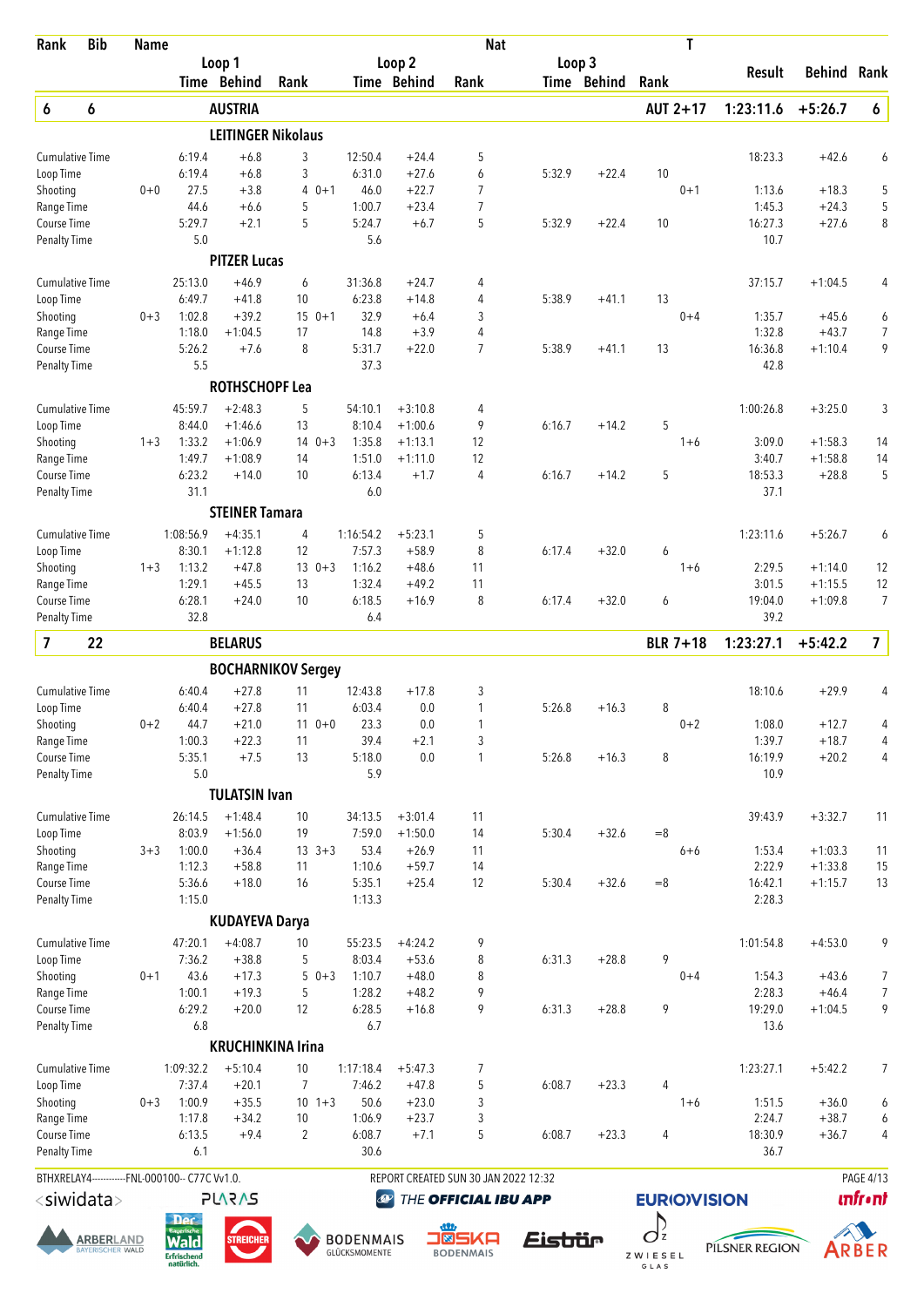| Rank | Bib | Name | | | | | | | Nat | | | | T | | | |
|---|---|---|---|---|---|---|---|---|---|---|---|---|---|---|---|---|
| | | | Loop 1 | | | Loop 2 | | | Loop 3 | | | | | Result | Behind | Rank |
| | | | Time | Behind | Rank | Time | Behind | Rank | Time | Behind | Rank | | | | | |
| **6** | **6** | **AUSTRIA** | | | | | | | | | | | **AUT 2+17** | **1:23:11.6** | **+5:26.7** | **6** |
| | | **LEITINGER Nikolaus** | | | | | | | | | | | | | | |
| Cumulative Time | | | 6:19.4 | +6.8 | 3 | 12:50.4 | +24.4 | 5 | | | | | | 18:23.3 | +42.6 | 6 |
| Loop Time | | | 6:19.4 | +6.8 | 3 | 6:31.0 | +27.6 | 6 | 5:32.9 | +22.4 | 10 | | | | | |
| Shooting | | 0+0 | 27.5 | +3.8 | 4 | 0+1 46.0 | +22.7 | 7 | | | | | 0+1 | 1:13.6 | +18.3 | 5 |
| Range Time | | | 44.6 | +6.6 | 5 | 1:00.7 | +23.4 | 7 | | | | | | 1:45.3 | +24.3 | 5 |
| Course Time | | | 5:29.7 | +2.1 | 5 | 5:24.7 | +6.7 | 5 | 5:32.9 | +22.4 | 10 | | | 16:27.3 | +27.6 | 8 |
| Penalty Time | | | 5.0 | | | 5.6 | | | | | | | | 10.7 | | |
| | | **PITZER Lucas** | | | | | | | | | | | | | | |
| Cumulative Time | | | 25:13.0 | +46.9 | 6 | 31:36.8 | +24.7 | 4 | | | | | | 37:15.7 | +1:04.5 | 4 |
| Loop Time | | | 6:49.7 | +41.8 | 10 | 6:23.8 | +14.8 | 4 | 5:38.9 | +41.1 | 13 | | | | | |
| Shooting | | 0+3 | 1:02.8 | +39.2 | 15 | 0+1 32.9 | +6.4 | 3 | | | | | 0+4 | 1:35.7 | +45.6 | 6 |
| Range Time | | | 1:18.0 | +1:04.5 | 17 | 14.8 | +3.9 | 4 | | | | | | 1:32.8 | +43.7 | 7 |
| Course Time | | | 5:26.2 | +7.6 | 8 | 5:31.7 | +22.0 | 7 | 5:38.9 | +41.1 | 13 | | | 16:36.8 | +1:10.4 | 9 |
| Penalty Time | | | 5.5 | | | 37.3 | | | | | | | | 42.8 | | |
| | | **ROTHSCHOPF Lea** | | | | | | | | | | | | | | |
| Cumulative Time | | | 45:59.7 | +2:48.3 | 5 | 54:10.1 | +3:10.8 | 4 | | | | | | 1:00:26.8 | +3:25.0 | 3 |
| Loop Time | | | 8:44.0 | +1:46.6 | 13 | 8:10.4 | +1:00.6 | 9 | 6:16.7 | +14.2 | 5 | | | | | |
| Shooting | | 1+3 | 1:33.2 | +1:06.9 | 14 | 0+3 1:35.8 | +1:13.1 | 12 | | | | | 1+6 | 3:09.0 | +1:58.3 | 14 |
| Range Time | | | 1:49.7 | +1:08.9 | 14 | 1:51.0 | +1:11.0 | 12 | | | | | | 3:40.7 | +1:58.8 | 14 |
| Course Time | | | 6:23.2 | +14.0 | 10 | 6:13.4 | +1.7 | 4 | 6:16.7 | +14.2 | 5 | | | 18:53.3 | +28.8 | 5 |
| Penalty Time | | | 31.1 | | | 6.0 | | | | | | | | 37.1 | | |
| | | **STEINER Tamara** | | | | | | | | | | | | | | |
| Cumulative Time | | | 1:08:56.9 | +4:35.1 | 4 | 1:16:54.2 | +5:23.1 | 5 | | | | | | 1:23:11.6 | +5:26.7 | 6 |
| Loop Time | | | 8:30.1 | +1:12.8 | 12 | 7:57.3 | +58.9 | 8 | 6:17.4 | +32.0 | 6 | | | | | |
| Shooting | | 1+3 | 1:13.2 | +47.8 | 13 | 0+3 1:16.2 | +48.6 | 11 | | | | | 1+6 | 2:29.5 | +1:14.0 | 12 |
| Range Time | | | 1:29.1 | +45.5 | 13 | 1:32.4 | +49.2 | 11 | | | | | | 3:01.5 | +1:15.5 | 12 |
| Course Time | | | 6:28.1 | +24.0 | 10 | 6:18.5 | +16.9 | 8 | 6:17.4 | +32.0 | 6 | | | 19:04.0 | +1:09.8 | 7 |
| Penalty Time | | | 32.8 | | | 6.4 | | | | | | | | 39.2 | | |
| **7** | **22** | **BELARUS** | | | | | | | | | | | **BLR 7+18** | **1:23:27.1** | **+5:42.2** | **7** |
| | | **BOCHARNIKOV Sergey** | | | | | | | | | | | | | | |
| Cumulative Time | | | 6:40.4 | +27.8 | 11 | 12:43.8 | +17.8 | 3 | | | | | | 18:10.6 | +29.9 | 4 |
| Loop Time | | | 6:40.4 | +27.8 | 11 | 6:03.4 | 0.0 | 1 | 5:26.8 | +16.3 | 8 | | | | | |
| Shooting | | 0+2 | 44.7 | +21.0 | 11 | 0+0 23.3 | 0.0 | 1 | | | | | 0+2 | 1:08.0 | +12.7 | 4 |
| Range Time | | | 1:00.3 | +22.3 | 11 | 39.4 | +2.1 | 3 | | | | | | 1:39.7 | +18.7 | 4 |
| Course Time | | | 5:35.1 | +7.5 | 13 | 5:18.0 | 0.0 | 1 | 5:26.8 | +16.3 | 8 | | | 16:19.9 | +20.2 | 4 |
| Penalty Time | | | 5.0 | | | 5.9 | | | | | | | | 10.9 | | |
| | | **TULATSIN Ivan** | | | | | | | | | | | | | | |
| Cumulative Time | | | 26:14.5 | +1:48.4 | 10 | 34:13.5 | +3:01.4 | 11 | | | | | | 39:43.9 | +3:32.7 | 11 |
| Loop Time | | | 8:03.9 | +1:56.0 | 19 | 7:59.0 | +1:50.0 | 14 | 5:30.4 | +32.6 | =8 | | | | | |
| Shooting | | 3+3 | 1:00.0 | +36.4 | 13 | 3+3 53.4 | +26.9 | 11 | | | | | 6+6 | 1:53.4 | +1:03.3 | 11 |
| Range Time | | | 1:12.3 | +58.8 | 11 | 1:10.6 | +59.7 | 14 | | | | | | 2:22.9 | +1:33.8 | 15 |
| Course Time | | | 5:36.6 | +18.0 | 16 | 5:35.1 | +25.4 | 12 | 5:30.4 | +32.6 | =8 | | | 16:42.1 | +1:15.7 | 13 |
| Penalty Time | | | 1:15.0 | | | 1:13.3 | | | | | | | | 2:28.3 | | |
| | | **KUDAYEVA Darya** | | | | | | | | | | | | | | |
| Cumulative Time | | | 47:20.1 | +4:08.7 | 10 | 55:23.5 | +4:24.2 | 9 | | | | | | 1:01:54.8 | +4:53.0 | 9 |
| Loop Time | | | 7:36.2 | +38.8 | 5 | 8:03.4 | +53.6 | 8 | 6:31.3 | +28.8 | 9 | | | | | |
| Shooting | | 0+1 | 43.6 | +17.3 | 5 | 0+3 1:10.7 | +48.0 | 8 | | | | | 0+4 | 1:54.3 | +43.6 | 7 |
| Range Time | | | 1:00.1 | +19.3 | 5 | 1:28.2 | +48.2 | 9 | | | | | | 2:28.3 | +46.4 | 7 |
| Course Time | | | 6:29.2 | +20.0 | 12 | 6:28.5 | +16.8 | 9 | 6:31.3 | +28.8 | 9 | | | 19:29.0 | +1:04.5 | 9 |
| Penalty Time | | | 6.8 | | | 6.7 | | | | | | | | 13.6 | | |
| | | **KRUCHINKINA Irina** | | | | | | | | | | | | | | |
| Cumulative Time | | | 1:09:32.2 | +5:10.4 | 10 | 1:17:18.4 | +5:47.3 | 7 | | | | | | 1:23:27.1 | +5:42.2 | 7 |
| Loop Time | | | 7:37.4 | +20.1 | 7 | 7:46.2 | +47.8 | 5 | 6:08.7 | +23.3 | 4 | | | | | |
| Shooting | | 0+3 | 1:00.9 | +35.5 | 10 | 1+3 50.6 | +23.0 | 3 | | | | | 1+6 | 1:51.5 | +36.0 | 6 |
| Range Time | | | 1:17.8 | +34.2 | 10 | 1:06.9 | +23.7 | 3 | | | | | | 2:24.7 | +38.7 | 6 |
| Course Time | | | 6:13.5 | +9.4 | 2 | 6:08.7 | +7.1 | 5 | 6:08.7 | +23.3 | 4 | | | 18:30.9 | +36.7 | 4 |
| Penalty Time | | | 6.1 | | | 30.6 | | | | | | | | 36.7 | | |

BTHXRELAY4-----------FNL-000100-- C77C Vv1.0. REPORT CREATED SUN 30 JAN 2022 12:32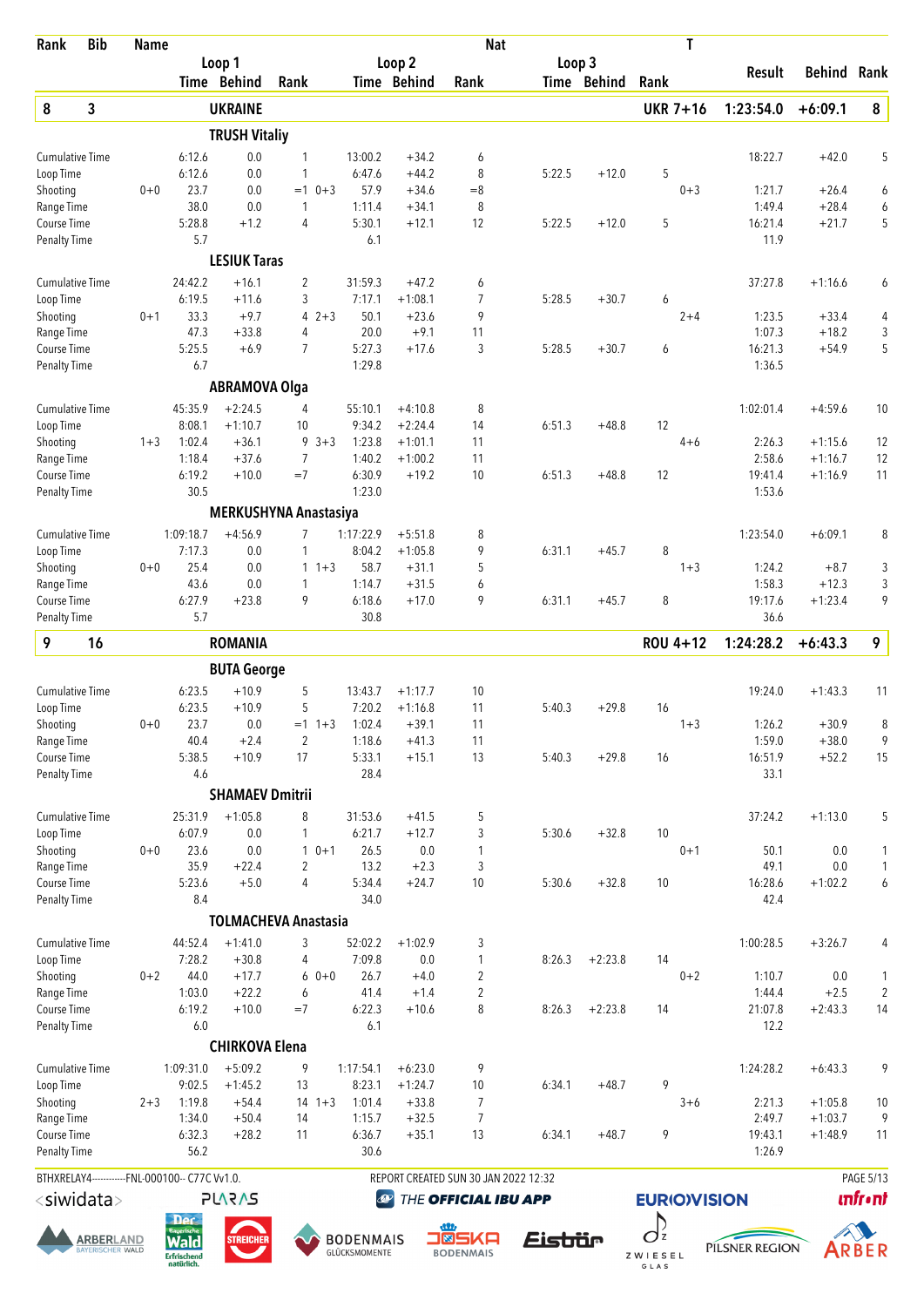| Rank | Bib | Name | | | | | | | Nat | | | | | T | | | |
|---|---|---|---|---|---|---|---|---|---|---|---|---|---|---|---|---|---|
| | | | Loop 1 | | | | Loop 2 | | | Loop 3 | | | | | Result | Behind | Rank |
| | | | Time | Behind | Rank | | Time | Behind | Rank | Time | Behind | Rank | | | | | |
| **8** | **3** | **UKRAINE** | | | | | | | | | | | | **UKR 7+16** | **1:23:54.0** | **+6:09.1** | **8** |
| | | **TRUSH Vitaliy** | | | | | | | | | | | | | | | |
| Cumulative Time | | | 6:12.6 | 0.0 | 1 | | 13:00.2 | +34.2 | 6 | | | | | | 18:22.7 | +42.0 | 5 |
| Loop Time | | | 6:12.6 | 0.0 | 1 | | 6:47.6 | +44.2 | 8 | 5:22.5 | +12.0 | 5 | | | | | |
| Shooting | | 0+0 | 23.7 | 0.0 | =1 | 0+3 | 57.9 | +34.6 | =8 | | | | | 0+3 | 1:21.7 | +26.4 | 6 |
| Range Time | | | 38.0 | 0.0 | 1 | | 1:11.4 | +34.1 | 8 | | | | | | 1:49.4 | +28.4 | 6 |
| Course Time | | | 5:28.8 | +1.2 | 4 | | 5:30.1 | +12.1 | 12 | 5:22.5 | +12.0 | 5 | | | 16:21.4 | +21.7 | 5 |
| Penalty Time | | | 5.7 | | | | 6.1 | | | | | | | | 11.9 | | |
| | | **LESIUK Taras** | | | | | | | | | | | | | | | |
| Cumulative Time | | | 24:42.2 | +16.1 | 2 | | 31:59.3 | +47.2 | 6 | | | | | | 37:27.8 | +1:16.6 | 6 |
| Loop Time | | | 6:19.5 | +11.6 | 3 | | 7:17.1 | +1:08.1 | 7 | 5:28.5 | +30.7 | 6 | | | | | |
| Shooting | | 0+1 | 33.3 | +9.7 | 4 | 2+3 | 50.1 | +23.6 | 9 | | | | | 2+4 | 1:23.5 | +33.4 | 4 |
| Range Time | | | 47.3 | +33.8 | 4 | | 20.0 | +9.1 | 11 | | | | | | 1:07.3 | +18.2 | 3 |
| Course Time | | | 5:25.5 | +6.9 | 7 | | 5:27.3 | +17.6 | 3 | 5:28.5 | +30.7 | 6 | | | 16:21.3 | +54.9 | 5 |
| Penalty Time | | | 6.7 | | | | 1:29.8 | | | | | | | | 1:36.5 | | |
| | | **ABRAMOVA Olga** | | | | | | | | | | | | | | | |
| Cumulative Time | | | 45:35.9 | +2:24.5 | 4 | | 55:10.1 | +4:10.8 | 8 | | | | | | 1:02:01.4 | +4:59.6 | 10 |
| Loop Time | | | 8:08.1 | +1:10.7 | 10 | | 9:34.2 | +2:24.4 | 14 | 6:51.3 | +48.8 | 12 | | | | | |
| Shooting | | 1+3 | 1:02.4 | +36.1 | 9 | 3+3 | 1:23.8 | +1:01.1 | 11 | | | | | 4+6 | 2:26.3 | +1:15.6 | 12 |
| Range Time | | | 1:18.4 | +37.6 | 7 | | 1:40.2 | +1:00.2 | 11 | | | | | | 2:58.6 | +1:16.7 | 12 |
| Course Time | | | 6:19.2 | +10.0 | =7 | | 6:30.9 | +19.2 | 10 | 6:51.3 | +48.8 | 12 | | | 19:41.4 | +1:16.9 | 11 |
| Penalty Time | | | 30.5 | | | | 1:23.0 | | | | | | | | 1:53.6 | | |
| | | **MERKUSHYNA Anastasiya** | | | | | | | | | | | | | | | |
| Cumulative Time | | | 1:09:18.7 | +4:56.9 | 7 | | 1:17:22.9 | +5:51.8 | 8 | | | | | | 1:23:54.0 | +6:09.1 | 8 |
| Loop Time | | | 7:17.3 | 0.0 | 1 | | 8:04.2 | +1:05.8 | 9 | 6:31.1 | +45.7 | 8 | | | | | |
| Shooting | | 0+0 | 25.4 | 0.0 | 1 | 1+3 | 58.7 | +31.1 | 5 | | | | | 1+3 | 1:24.2 | +8.7 | 3 |
| Range Time | | | 43.6 | 0.0 | 1 | | 1:14.7 | +31.5 | 6 | | | | | | 1:58.3 | +12.3 | 3 |
| Course Time | | | 6:27.9 | +23.8 | 9 | | 6:18.6 | +17.0 | 9 | 6:31.1 | +45.7 | 8 | | | 19:17.6 | +1:23.4 | 9 |
| Penalty Time | | | 5.7 | | | | 30.8 | | | | | | | | 36.6 | | |
| **9** | **16** | **ROMANIA** | | | | | | | | | | | | **ROU 4+12** | **1:24:28.2** | **+6:43.3** | **9** |
| | | **BUTA George** | | | | | | | | | | | | | | | |
| Cumulative Time | | | 6:23.5 | +10.9 | 5 | | 13:43.7 | +1:17.7 | 10 | | | | | | 19:24.0 | +1:43.3 | 11 |
| Loop Time | | | 6:23.5 | +10.9 | 5 | | 7:20.2 | +1:16.8 | 11 | 5:40.3 | +29.8 | 16 | | | | | |
| Shooting | | 0+0 | 23.7 | 0.0 | =1 | 1+3 | 1:02.4 | +39.1 | 11 | | | | | 1+3 | 1:26.2 | +30.9 | 8 |
| Range Time | | | 40.4 | +2.4 | 2 | | 1:18.6 | +41.3 | 11 | | | | | | 1:59.0 | +38.0 | 9 |
| Course Time | | | 5:38.5 | +10.9 | 17 | | 5:33.1 | +15.1 | 13 | 5:40.3 | +29.8 | 16 | | | 16:51.9 | +52.2 | 15 |
| Penalty Time | | | 4.6 | | | | 28.4 | | | | | | | | 33.1 | | |
| | | **SHAMAEV Dmitrii** | | | | | | | | | | | | | | | |
| Cumulative Time | | | 25:31.9 | +1:05.8 | 8 | | 31:53.6 | +41.5 | 5 | | | | | | 37:24.2 | +1:13.0 | 5 |
| Loop Time | | | 6:07.9 | 0.0 | 1 | | 6:21.7 | +12.7 | 3 | 5:30.6 | +32.8 | 10 | | | | | |
| Shooting | | 0+0 | 23.6 | 0.0 | 1 | 0+1 | 26.5 | 0.0 | 1 | | | | | 0+1 | 50.1 | 0.0 | 1 |
| Range Time | | | 35.9 | +22.4 | 2 | | 13.2 | +2.3 | 3 | | | | | | 49.1 | 0.0 | 1 |
| Course Time | | | 5:23.6 | +5.0 | 4 | | 5:34.4 | +24.7 | 10 | 5:30.6 | +32.8 | 10 | | | 16:28.6 | +1:02.2 | 6 |
| Penalty Time | | | 8.4 | | | | 34.0 | | | | | | | | 42.4 | | |
| | | **TOLMACHEVA Anastasia** | | | | | | | | | | | | | | | |
| Cumulative Time | | | 44:52.4 | +1:41.0 | 3 | | 52:02.2 | +1:02.9 | 3 | | | | | | 1:00:28.5 | +3:26.7 | 4 |
| Loop Time | | | 7:28.2 | +30.8 | 4 | | 7:09.8 | 0.0 | 1 | 8:26.3 | +2:23.8 | 14 | | | | | |
| Shooting | | 0+2 | 44.0 | +17.7 | 6 | 0+0 | 26.7 | +4.0 | 2 | | | | | 0+2 | 1:10.7 | 0.0 | 1 |
| Range Time | | | 1:03.0 | +22.2 | 6 | | 41.4 | +1.4 | 2 | | | | | | 1:44.4 | +2.5 | 2 |
| Course Time | | | 6:19.2 | +10.0 | =7 | | 6:22.3 | +10.6 | 8 | 8:26.3 | +2:23.8 | 14 | | | 21:07.8 | +2:43.3 | 14 |
| Penalty Time | | | 6.0 | | | | 6.1 | | | | | | | | 12.2 | | |
| | | **CHIRKOVA Elena** | | | | | | | | | | | | | | | |
| Cumulative Time | | | 1:09:31.0 | +5:09.2 | 9 | | 1:17:54.1 | +6:23.0 | 9 | | | | | | 1:24:28.2 | +6:43.3 | 9 |
| Loop Time | | | 9:02.5 | +1:45.2 | 13 | | 8:23.1 | +1:24.7 | 10 | 6:34.1 | +48.7 | 9 | | | | | |
| Shooting | | 2+3 | 1:19.8 | +54.4 | 14 | 1+3 | 1:01.4 | +33.8 | 7 | | | | | 3+6 | 2:21.3 | +1:05.8 | 10 |
| Range Time | | | 1:34.0 | +50.4 | 14 | | 1:15.7 | +32.5 | 7 | | | | | | 2:49.7 | +1:03.7 | 9 |
| Course Time | | | 6:32.3 | +28.2 | 11 | | 6:36.7 | +35.1 | 13 | 6:34.1 | +48.7 | 9 | | | 19:43.1 | +1:48.9 | 11 |
| Penalty Time | | | 56.2 | | | | 30.6 | | | | | | | | 1:26.9 | | |

BTHXRELAY4-----------FNL-000100-- C77C Vv1.0. REPORT CREATED SUN 30 JAN 2022 12:32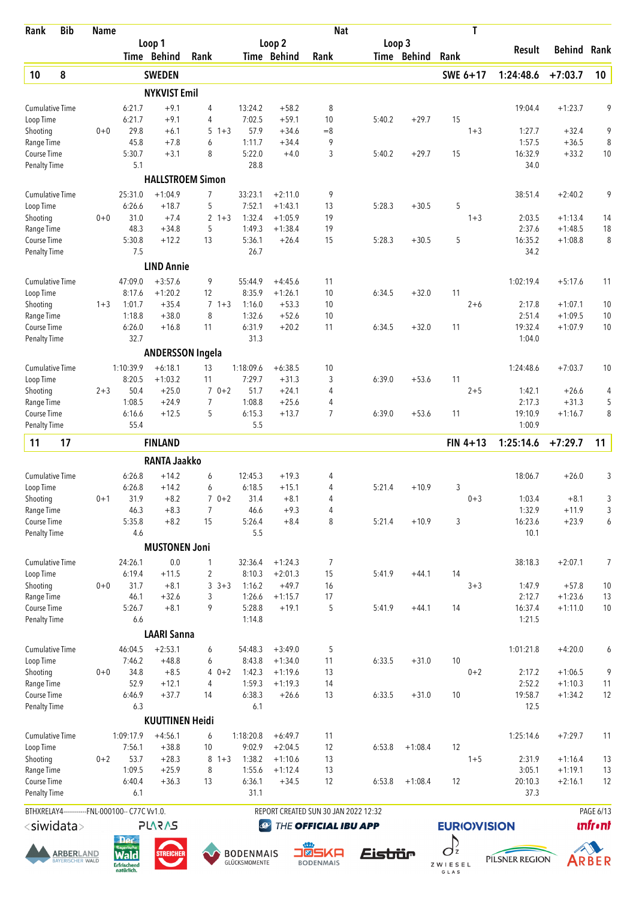| Rank | Bib | Name | | | | | | | Nat | | | | T | | | |
|---|---|---|---|---|---|---|---|---|---|---|---|---|---|---|---|---|
| | | | Loop 1 | | | Loop 2 | | | Loop 3 | | | | | Result | Behind | Rank |
| | | | Time | Behind | Rank | Time | Behind | Rank | Time | Behind | Rank | | | | | |
| **10** | **8** | | **SWEDEN** | | | | | | | | | | **SWE 6+17** | **1:24:48.6** | **+7:03.7** | **10** |
| | | | **NYKVIST Emil** | | | | | | | | | | | | | |
| Cumulative Time | | | 6:21.7 | +9.1 | 4 | 13:24.2 | +58.2 | 8 | | | | | | 19:04.4 | +1:23.7 | 9 |
| Loop Time | | | 6:21.7 | +9.1 | 4 | 7:02.5 | +59.1 | 10 | 5:40.2 | +29.7 | 15 | | | | | |
| Shooting | | 0+0 | 29.8 | +6.1 | 5 1+3 | 57.9 | +34.6 | =8 | | | | | 1+3 | 1:27.7 | +32.4 | 9 |
| Range Time | | | 45.8 | +7.8 | 6 | 1:11.7 | +34.4 | 9 | | | | | | 1:57.5 | +36.5 | 8 |
| Course Time | | | 5:30.7 | +3.1 | 8 | 5:22.0 | +4.0 | 3 | 5:40.2 | +29.7 | 15 | | | 16:32.9 | +33.2 | 10 |
| Penalty Time | | | 5.1 | | | 28.8 | | | | | | | | 34.0 | | |
| | | | **HALLSTROEM Simon** | | | | | | | | | | | | | |
| Cumulative Time | | | 25:31.0 | +1:04.9 | 7 | 33:23.1 | +2:11.0 | 9 | | | | | | 38:51.4 | +2:40.2 | 9 |
| Loop Time | | | 6:26.6 | +18.7 | 5 | 7:52.1 | +1:43.1 | 13 | 5:28.3 | +30.5 | 5 | | | | | |
| Shooting | | 0+0 | 31.0 | +7.4 | 2 1+3 | 1:32.4 | +1:05.9 | 19 | | | | | 1+3 | 2:03.5 | +1:13.4 | 14 |
| Range Time | | | 48.3 | +34.8 | 5 | 1:49.3 | +1:38.4 | 19 | | | | | | 2:37.6 | +1:48.5 | 18 |
| Course Time | | | 5:30.8 | +12.2 | 13 | 5:36.1 | +26.4 | 15 | 5:28.3 | +30.5 | 5 | | | 16:35.2 | +1:08.8 | 8 |
| Penalty Time | | | 7.5 | | | 26.7 | | | | | | | | 34.2 | | |
| | | | **LIND Annie** | | | | | | | | | | | | | |
| Cumulative Time | | | 47:09.0 | +3:57.6 | 9 | 55:44.9 | +4:45.6 | 11 | | | | | | 1:02:19.4 | +5:17.6 | 11 |
| Loop Time | | | 8:17.6 | +1:20.2 | 12 | 8:35.9 | +1:26.1 | 10 | 6:34.5 | +32.0 | 11 | | | | | |
| Shooting | | 1+3 | 1:01.7 | +35.4 | 7 1+3 | 1:16.0 | +53.3 | 10 | | | | | 2+6 | 2:17.8 | +1:07.1 | 10 |
| Range Time | | | 1:18.8 | +38.0 | 8 | 1:32.6 | +52.6 | 10 | | | | | | 2:51.4 | +1:09.5 | 10 |
| Course Time | | | 6:26.0 | +16.8 | 11 | 6:31.9 | +20.2 | 11 | 6:34.5 | +32.0 | 11 | | | 19:32.4 | +1:07.9 | 10 |
| Penalty Time | | | 32.7 | | | 31.3 | | | | | | | | 1:04.0 | | |
| | | | **ANDERSSON Ingela** | | | | | | | | | | | | | |
| Cumulative Time | | | 1:10:39.9 | +6:18.1 | 13 | 1:18:09.6 | +6:38.5 | 10 | | | | | | 1:24:48.6 | +7:03.7 | 10 |
| Loop Time | | | 8:20.5 | +1:03.2 | 11 | 7:29.7 | +31.3 | 3 | 6:39.0 | +53.6 | 11 | | | | | |
| Shooting | | 2+3 | 50.4 | +25.0 | 7 0+2 | 51.7 | +24.1 | 4 | | | | | 2+5 | 1:42.1 | +26.6 | 4 |
| Range Time | | | 1:08.5 | +24.9 | 7 | 1:08.8 | +25.6 | 4 | | | | | | 2:17.3 | +31.3 | 5 |
| Course Time | | | 6:16.6 | +12.5 | 5 | 6:15.3 | +13.7 | 7 | 6:39.0 | +53.6 | 11 | | | 19:10.9 | +1:16.7 | 8 |
| Penalty Time | | | 55.4 | | | 5.5 | | | | | | | | 1:00.9 | | |
| **11** | **17** | | **FINLAND** | | | | | | | | | | **FIN 4+13** | **1:25:14.6** | **+7:29.7** | **11** |
| | | | **RANTA Jaakko** | | | | | | | | | | | | | |
| Cumulative Time | | | 6:26.8 | +14.2 | 6 | 12:45.3 | +19.3 | 4 | | | | | | 18:06.7 | +26.0 | 3 |
| Loop Time | | | 6:26.8 | +14.2 | 6 | 6:18.5 | +15.1 | 4 | 5:21.4 | +10.9 | 3 | | | | | |
| Shooting | | 0+1 | 31.9 | +8.2 | 7 0+2 | 31.4 | +8.1 | 4 | | | | | 0+3 | 1:03.4 | +8.1 | 3 |
| Range Time | | | 46.3 | +8.3 | 7 | 46.6 | +9.3 | 4 | | | | | | 1:32.9 | +11.9 | 3 |
| Course Time | | | 5:35.8 | +8.2 | 15 | 5:26.4 | +8.4 | 8 | 5:21.4 | +10.9 | 3 | | | 16:23.6 | +23.9 | 6 |
| Penalty Time | | | 4.6 | | | 5.5 | | | | | | | | 10.1 | | |
| | | | **MUSTONEN Joni** | | | | | | | | | | | | | |
| Cumulative Time | | | 24:26.1 | 0.0 | 1 | 32:36.4 | +1:24.3 | 7 | | | | | | 38:18.3 | +2:07.1 | 7 |
| Loop Time | | | 6:19.4 | +11.5 | 2 | 8:10.3 | +2:01.3 | 15 | 5:41.9 | +44.1 | 14 | | | | | |
| Shooting | | 0+0 | 31.7 | +8.1 | 3 3+3 | 1:16.2 | +49.7 | 16 | | | | | 3+3 | 1:47.9 | +57.8 | 10 |
| Range Time | | | 46.1 | +32.6 | 3 | 1:26.6 | +1:15.7 | 17 | | | | | | 2:12.7 | +1:23.6 | 13 |
| Course Time | | | 5:26.7 | +8.1 | 9 | 5:28.8 | +19.1 | 5 | 5:41.9 | +44.1 | 14 | | | 16:37.4 | +1:11.0 | 10 |
| Penalty Time | | | 6.6 | | | 1:14.8 | | | | | | | | 1:21.5 | | |
| | | | **LAARI Sanna** | | | | | | | | | | | | | |
| Cumulative Time | | | 46:04.5 | +2:53.1 | 6 | 54:48.3 | +3:49.0 | 5 | | | | | | 1:01:21.8 | +4:20.0 | 6 |
| Loop Time | | | 7:46.2 | +48.8 | 6 | 8:43.8 | +1:34.0 | 11 | 6:33.5 | +31.0 | 10 | | | | | |
| Shooting | | 0+0 | 34.8 | +8.5 | 4 0+2 | 1:42.3 | +1:19.6 | 13 | | | | | 0+2 | 2:17.2 | +1:06.5 | 9 |
| Range Time | | | 52.9 | +12.1 | 4 | 1:59.3 | +1:19.3 | 14 | | | | | | 2:52.2 | +1:10.3 | 11 |
| Course Time | | | 6:46.9 | +37.7 | 14 | 6:38.3 | +26.6 | 13 | 6:33.5 | +31.0 | 10 | | | 19:58.7 | +1:34.2 | 12 |
| Penalty Time | | | 6.3 | | | 6.1 | | | | | | | | 12.5 | | |
| | | | **KUUTTINEN Heidi** | | | | | | | | | | | | | |
| Cumulative Time | | | 1:09:17.9 | +4:56.1 | 6 | 1:18:20.8 | +6:49.7 | 11 | | | | | | 1:25:14.6 | +7:29.7 | 11 |
| Loop Time | | | 7:56.1 | +38.8 | 10 | 9:02.9 | +2:04.5 | 12 | 6:53.8 | +1:08.4 | 12 | | | | | |
| Shooting | | 0+2 | 53.7 | +28.3 | 8 1+3 | 1:38.2 | +1:10.6 | 13 | | | | | 1+5 | 2:31.9 | +1:16.4 | 13 |
| Range Time | | | 1:09.5 | +25.9 | 8 | 1:55.6 | +1:12.4 | 13 | | | | | | 3:05.1 | +1:19.1 | 13 |
| Course Time | | | 6:40.4 | +36.3 | 13 | 6:36.1 | +34.5 | 12 | 6:53.8 | +1:08.4 | 12 | | | 20:10.3 | +2:16.1 | 12 |
| Penalty Time | | | 6.1 | | | 31.1 | | | | | | | | 37.3 | | |

BTHXRELAY4-----------FNL-000100-- C77C Vv1.0. REPORT CREATED SUN 30 JAN 2022 12:32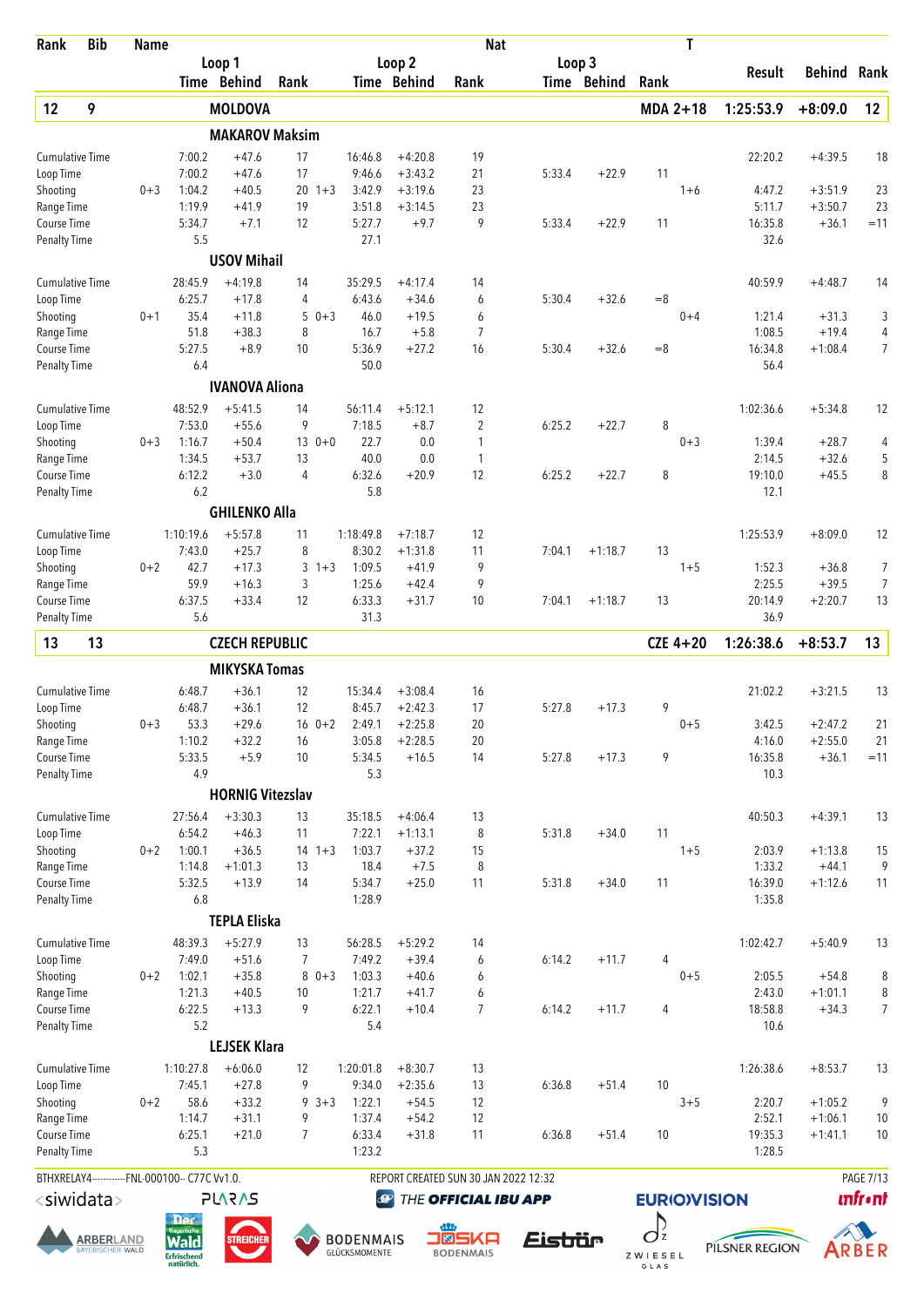| Rank | Bib | Name | | | | | | | Nat | | | | T | | | |
|---|---|---|---|---|---|---|---|---|---|---|---|---|---|---|---|---|
| | | | Loop 1 Time | Behind | Rank | | Loop 2 Time | Behind | Rank | Loop 3 Time | Behind | Rank | | Result | Behind | Rank |
| **12** | **9** | **MOLDOVA** | | | | | | | | | | | **MDA 2+18** | **1:25:53.9** | **+8:09.0** | **12** |
| | | **MAKAROV Maksim** | | | | | | | | | | | | | | |
| Cumulative Time | | | 7:00.2 | +47.6 | 17 | | 16:46.8 | +4:20.8 | 19 | | | | | 22:20.2 | +4:39.5 | 18 |
| Loop Time | | | 7:00.2 | +47.6 | 17 | | 9:46.6 | +3:43.2 | 21 | 5:33.4 | +22.9 | 11 | | | | |
| Shooting | | 0+3 | 1:04.2 | +40.5 | 20 | 1+3 | 3:42.9 | +3:19.6 | 23 | | | | 1+6 | 4:47.2 | +3:51.9 | 23 |
| Range Time | | | 1:19.9 | +41.9 | 19 | | 3:51.8 | +3:14.5 | 23 | | | | | 5:11.7 | +3:50.7 | 23 |
| Course Time | | | 5:34.7 | +7.1 | 12 | | 5:27.7 | +9.7 | 9 | 5:33.4 | +22.9 | 11 | | 16:35.8 | +36.1 | =11 |
| Penalty Time | | | 5.5 | | | | 27.1 | | | | | | | 32.6 | | |
| | | **USOV Mihail** | | | | | | | | | | | | | | |
| Cumulative Time | | | 28:45.9 | +4:19.8 | 14 | | 35:29.5 | +4:17.4 | 14 | | | | | 40:59.9 | +4:48.7 | 14 |
| Loop Time | | | 6:25.7 | +17.8 | 4 | | 6:43.6 | +34.6 | 6 | 5:30.4 | +32.6 | =8 | | | | |
| Shooting | | 0+1 | 35.4 | +11.8 | 5 | 0+3 | 46.0 | +19.5 | 6 | | | | 0+4 | 1:21.4 | +31.3 | 3 |
| Range Time | | | 51.8 | +38.3 | 8 | | 16.7 | +5.8 | 7 | | | | | 1:08.5 | +19.4 | 4 |
| Course Time | | | 5:27.5 | +8.9 | 10 | | 5:36.9 | +27.2 | 16 | 5:30.4 | +32.6 | =8 | | 16:34.8 | +1:08.4 | 7 |
| Penalty Time | | | 6.4 | | | | 50.0 | | | | | | | 56.4 | | |
| | | **IVANOVA Aliona** | | | | | | | | | | | | | | |
| Cumulative Time | | | 48:52.9 | +5:41.5 | 14 | | 56:11.4 | +5:12.1 | 12 | | | | | 1:02:36.6 | +5:34.8 | 12 |
| Loop Time | | | 7:53.0 | +55.6 | 9 | | 7:18.5 | +8.7 | 2 | 6:25.2 | +22.7 | 8 | | | | |
| Shooting | | 0+3 | 1:16.7 | +50.4 | 13 | 0+0 | 22.7 | 0.0 | 1 | | | | 0+3 | 1:39.4 | +28.7 | 4 |
| Range Time | | | 1:34.5 | +53.7 | 13 | | 40.0 | 0.0 | 1 | | | | | 2:14.5 | +32.6 | 5 |
| Course Time | | | 6:12.2 | +3.0 | 4 | | 6:32.6 | +20.9 | 12 | 6:25.2 | +22.7 | 8 | | 19:10.0 | +45.5 | 8 |
| Penalty Time | | | 6.2 | | | | 5.8 | | | | | | | 12.1 | | |
| | | **GHILENKO Alla** | | | | | | | | | | | | | | |
| Cumulative Time | | | 1:10:19.6 | +5:57.8 | 11 | | 1:18:49.8 | +7:18.7 | 12 | | | | | 1:25:53.9 | +8:09.0 | 12 |
| Loop Time | | | 7:43.0 | +25.7 | 8 | | 8:30.2 | +1:31.8 | 11 | 7:04.1 | +1:18.7 | 13 | | | | |
| Shooting | | 0+2 | 42.7 | +17.3 | 3 | 1+3 | 1:09.5 | +41.9 | 9 | | | | 1+5 | 1:52.3 | +36.8 | 7 |
| Range Time | | | 59.9 | +16.3 | 3 | | 1:25.6 | +42.4 | 9 | | | | | 2:25.5 | +39.5 | 7 |
| Course Time | | | 6:37.5 | +33.4 | 12 | | 6:33.3 | +31.7 | 10 | 7:04.1 | +1:18.7 | 13 | | 20:14.9 | +2:20.7 | 13 |
| Penalty Time | | | 5.6 | | | | 31.3 | | | | | | | 36.9 | | |
| **13** | **13** | **CZECH REPUBLIC** | | | | | | | | | | | **CZE 4+20** | **1:26:38.6** | **+8:53.7** | **13** |
| | | **MIKYSKA Tomas** | | | | | | | | | | | | | | |
| Cumulative Time | | | 6:48.7 | +36.1 | 12 | | 15:34.4 | +3:08.4 | 16 | | | | | 21:02.2 | +3:21.5 | 13 |
| Loop Time | | | 6:48.7 | +36.1 | 12 | | 8:45.7 | +2:42.3 | 17 | 5:27.8 | +17.3 | 9 | | | | |
| Shooting | | 0+3 | 53.3 | +29.6 | 16 | 0+2 | 2:49.1 | +2:25.8 | 20 | | | | 0+5 | 3:42.5 | +2:47.2 | 21 |
| Range Time | | | 1:10.2 | +32.2 | 16 | | 3:05.8 | +2:28.5 | 20 | | | | | 4:16.0 | +2:55.0 | 21 |
| Course Time | | | 5:33.5 | +5.9 | 10 | | 5:34.5 | +16.5 | 14 | 5:27.8 | +17.3 | 9 | | 16:35.8 | +36.1 | =11 |
| Penalty Time | | | 4.9 | | | | 5.3 | | | | | | | 10.3 | | |
| | | **HORNIG Vitezslav** | | | | | | | | | | | | | | |
| Cumulative Time | | | 27:56.4 | +3:30.3 | 13 | | 35:18.5 | +4:06.4 | 13 | | | | | 40:50.3 | +4:39.1 | 13 |
| Loop Time | | | 6:54.2 | +46.3 | 11 | | 7:22.1 | +1:13.1 | 8 | 5:31.8 | +34.0 | 11 | | | | |
| Shooting | | 0+2 | 1:00.1 | +36.5 | 14 | 1+3 | 1:03.7 | +37.2 | 15 | | | | 1+5 | 2:03.9 | +1:13.8 | 15 |
| Range Time | | | 1:14.8 | +1:01.3 | 13 | | 18.4 | +7.5 | 8 | | | | | 1:33.2 | +44.1 | 9 |
| Course Time | | | 5:32.5 | +13.9 | 14 | | 5:34.7 | +25.0 | 11 | 5:31.8 | +34.0 | 11 | | 16:39.0 | +1:12.6 | 11 |
| Penalty Time | | | 6.8 | | | | 1:28.9 | | | | | | | 1:35.8 | | |
| | | **TEPLA Eliska** | | | | | | | | | | | | | | |
| Cumulative Time | | | 48:39.3 | +5:27.9 | 13 | | 56:28.5 | +5:29.2 | 14 | | | | | 1:02:42.7 | +5:40.9 | 13 |
| Loop Time | | | 7:49.0 | +51.6 | 7 | | 7:49.2 | +39.4 | 6 | 6:14.2 | +11.7 | 4 | | | | |
| Shooting | | 0+2 | 1:02.1 | +35.8 | 8 | 0+3 | 1:03.3 | +40.6 | 6 | | | | 0+5 | 2:05.5 | +54.8 | 8 |
| Range Time | | | 1:21.3 | +40.5 | 10 | | 1:21.7 | +41.7 | 6 | | | | | 2:43.0 | +1:01.1 | 8 |
| Course Time | | | 6:22.5 | +13.3 | 9 | | 6:22.1 | +10.4 | 7 | 6:14.2 | +11.7 | 4 | | 18:58.8 | +34.3 | 7 |
| Penalty Time | | | 5.2 | | | | 5.4 | | | | | | | 10.6 | | |
| | | **LEJSEK Klara** | | | | | | | | | | | | | | |
| Cumulative Time | | | 1:10:27.8 | +6:06.0 | 12 | | 1:20:01.8 | +8:30.7 | 13 | | | | | 1:26:38.6 | +8:53.7 | 13 |
| Loop Time | | | 7:45.1 | +27.8 | 9 | | 9:34.0 | +2:35.6 | 13 | 6:36.8 | +51.4 | 10 | | | | |
| Shooting | | 0+2 | 58.6 | +33.2 | 9 | 3+3 | 1:22.1 | +54.5 | 12 | | | | 3+5 | 2:20.7 | +1:05.2 | 9 |
| Range Time | | | 1:14.7 | +31.1 | 9 | | 1:37.4 | +54.2 | 12 | | | | | 2:52.1 | +1:06.1 | 10 |
| Course Time | | | 6:25.1 | +21.0 | 7 | | 6:33.4 | +31.8 | 11 | 6:36.8 | +51.4 | 10 | | 19:35.3 | +1:41.1 | 10 |
| Penalty Time | | | 5.3 | | | | 1:23.2 | | | | | | | 1:28.5 | | |

BTHXRELAY4-----------FNL-000100-- C77C Vv1.0. REPORT CREATED SUN 30 JAN 2022 12:32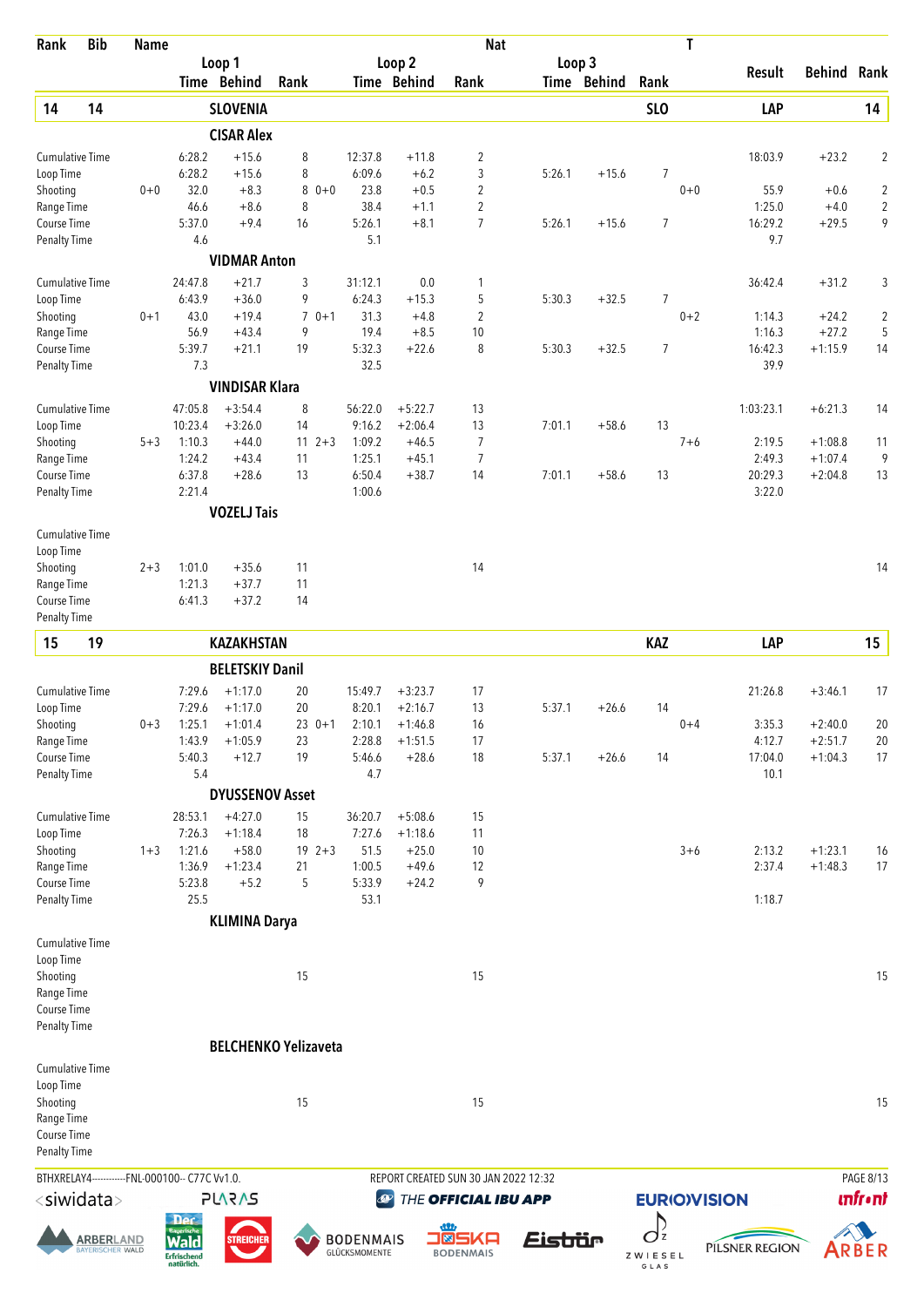| Rank | Bib | Name | Loop 1 Time | Loop 1 Behind | Loop 1 Rank | Loop 2 Time | Loop 2 Behind | Loop 2 Rank | Loop 3 Time | Loop 3 Behind | Loop 3 Rank | T | Result | Behind | Rank |
|---|---|---|---|---|---|---|---|---|---|---|---|---|---|---|---|
| **14** | **14** | **SLOVENIA** | | | | | | | | | **SLO** | | **LAP** | | **14** |
| | | **CISAR Alex** | | | | | | | | | | | | | |
| Cumulative Time | | | 6:28.2 | +15.6 | 8 | 12:37.8 | +11.8 | 2 | | | | | 18:03.9 | +23.2 | 2 |
| Loop Time | | | 6:28.2 | +15.6 | 8 | 6:09.6 | +6.2 | 3 | 5:26.1 | +15.6 | 7 | | | | |
| Shooting | | 0+0 | 32.0 | +8.3 | 8 | 0+0 23.8 | +0.5 | 2 | | | | 0+0 | 55.9 | +0.6 | 2 |
| Range Time | | | 46.6 | +8.6 | 8 | 38.4 | +1.1 | 2 | | | | | 1:25.0 | +4.0 | 2 |
| Course Time | | | 5:37.0 | +9.4 | 16 | 5:26.1 | +8.1 | 7 | 5:26.1 | +15.6 | 7 | | 16:29.2 | +29.5 | 9 |
| Penalty Time | | | 4.6 | | | 5.1 | | | | | | | 9.7 | | |
| | | **VIDMAR Anton** | | | | | | | | | | | | | |
| Cumulative Time | | | 24:47.8 | +21.7 | 3 | 31:12.1 | 0.0 | 1 | | | | | 36:42.4 | +31.2 | 3 |
| Loop Time | | | 6:43.9 | +36.0 | 9 | 6:24.3 | +15.3 | 5 | 5:30.3 | +32.5 | 7 | | | | |
| Shooting | | 0+1 | 43.0 | +19.4 | 7 | 0+1 31.3 | +4.8 | 2 | | | | 0+2 | 1:14.3 | +24.2 | 2 |
| Range Time | | | 56.9 | +43.4 | 9 | 19.4 | +8.5 | 10 | | | | | 1:16.3 | +27.2 | 5 |
| Course Time | | | 5:39.7 | +21.1 | 19 | 5:32.3 | +22.6 | 8 | 5:30.3 | +32.5 | 7 | | 16:42.3 | +1:15.9 | 14 |
| Penalty Time | | | 7.3 | | | 32.5 | | | | | | | 39.9 | | |
| | | **VINDISAR Klara** | | | | | | | | | | | | | |
| Cumulative Time | | | 47:05.8 | +3:54.4 | 8 | 56:22.0 | +5:22.7 | 13 | | | | | 1:03:23.1 | +6:21.3 | 14 |
| Loop Time | | | 10:23.4 | +3:26.0 | 14 | 9:16.2 | +2:06.4 | 13 | 7:01.1 | +58.6 | 13 | | | | |
| Shooting | | 5+3 | 1:10.3 | +44.0 | 11 | 2+3 1:09.2 | +46.5 | 7 | | | | 7+6 | 2:19.5 | +1:08.8 | 11 |
| Range Time | | | 1:24.2 | +43.4 | 11 | 1:25.1 | +45.1 | 7 | | | | | 2:49.3 | +1:07.4 | 9 |
| Course Time | | | 6:37.8 | +28.6 | 13 | 6:50.4 | +38.7 | 14 | 7:01.1 | +58.6 | 13 | | 20:29.3 | +2:04.8 | 13 |
| Penalty Time | | | 2:21.4 | | | 1:00.6 | | | | | | | 3:22.0 | | |
| | | **VOZELJ Tais** | | | | | | | | | | | | | |
| Cumulative Time | | | | | | | | | | | | | | | |
| Loop Time | | | | | | | | | | | | | | | |
| Shooting | | 2+3 | 1:01.0 | +35.6 | 11 | | | 14 | | | | | | | 14 |
| Range Time | | | 1:21.3 | +37.7 | 11 | | | | | | | | | | |
| Course Time | | | 6:41.3 | +37.2 | 14 | | | | | | | | | | |
| Penalty Time | | | | | | | | | | | | | | | |
| **15** | **19** | **KAZAKHSTAN** | | | | | | | | | **KAZ** | | **LAP** | | **15** |
| | | **BELETSKIY Danil** | | | | | | | | | | | | | |
| Cumulative Time | | | 7:29.6 | +1:17.0 | 20 | 15:49.7 | +3:23.7 | 17 | | | | | 21:26.8 | +3:46.1 | 17 |
| Loop Time | | | 7:29.6 | +1:17.0 | 20 | 8:20.1 | +2:16.7 | 13 | 5:37.1 | +26.6 | 14 | | | | |
| Shooting | | 0+3 | 1:25.1 | +1:01.4 | 23 | 0+1 2:10.1 | +1:46.8 | 16 | | | | 0+4 | 3:35.3 | +2:40.0 | 20 |
| Range Time | | | 1:43.9 | +1:05.9 | 23 | 2:28.8 | +1:51.5 | 17 | | | | | 4:12.7 | +2:51.7 | 20 |
| Course Time | | | 5:40.3 | +12.7 | 19 | 5:46.6 | +28.6 | 18 | 5:37.1 | +26.6 | 14 | | 17:04.0 | +1:04.3 | 17 |
| Penalty Time | | | 5.4 | | | 4.7 | | | | | | | 10.1 | | |
| | | **DYUSSENOV Asset** | | | | | | | | | | | | | |
| Cumulative Time | | | 28:53.1 | +4:27.0 | 15 | 36:20.7 | +5:08.6 | 15 | | | | | | | |
| Loop Time | | | 7:26.3 | +1:18.4 | 18 | 7:27.6 | +1:18.6 | 11 | | | | | | | |
| Shooting | | 1+3 | 1:21.6 | +58.0 | 19 | 2+3 51.5 | +25.0 | 10 | | | | 3+6 | 2:13.2 | +1:23.1 | 16 |
| Range Time | | | 1:36.9 | +1:23.4 | 21 | 1:00.5 | +49.6 | 12 | | | | | 2:37.4 | +1:48.3 | 17 |
| Course Time | | | 5:23.8 | +5.2 | 5 | 5:33.9 | +24.2 | 9 | | | | | | | |
| Penalty Time | | | 25.5 | | | 53.1 | | | | | | | 1:18.7 | | |
| | | **KLIMINA Darya** | | | | | | | | | | | | | |
| Cumulative Time | | | | | | | | | | | | | | | |
| Loop Time | | | | | | | | | | | | | | | |
| Shooting | | | | | 15 | | | 15 | | | | | | | 15 |
| Range Time | | | | | | | | | | | | | | | |
| Course Time | | | | | | | | | | | | | | | |
| Penalty Time | | | | | | | | | | | | | | | |
| | | **BELCHENKO Yelizaveta** | | | | | | | | | | | | | |
| Cumulative Time | | | | | | | | | | | | | | | |
| Loop Time | | | | | | | | | | | | | | | |
| Shooting | | | | | 15 | | | 15 | | | | | | | 15 |
| Range Time | | | | | | | | | | | | | | | |
| Course Time | | | | | | | | | | | | | | | |
| Penalty Time | | | | | | | | | | | | | | | |

BTHXRELAY4-----------FNL-000100-- C77C Vv1.0. REPORT CREATED SUN 30 JAN 2022 12:32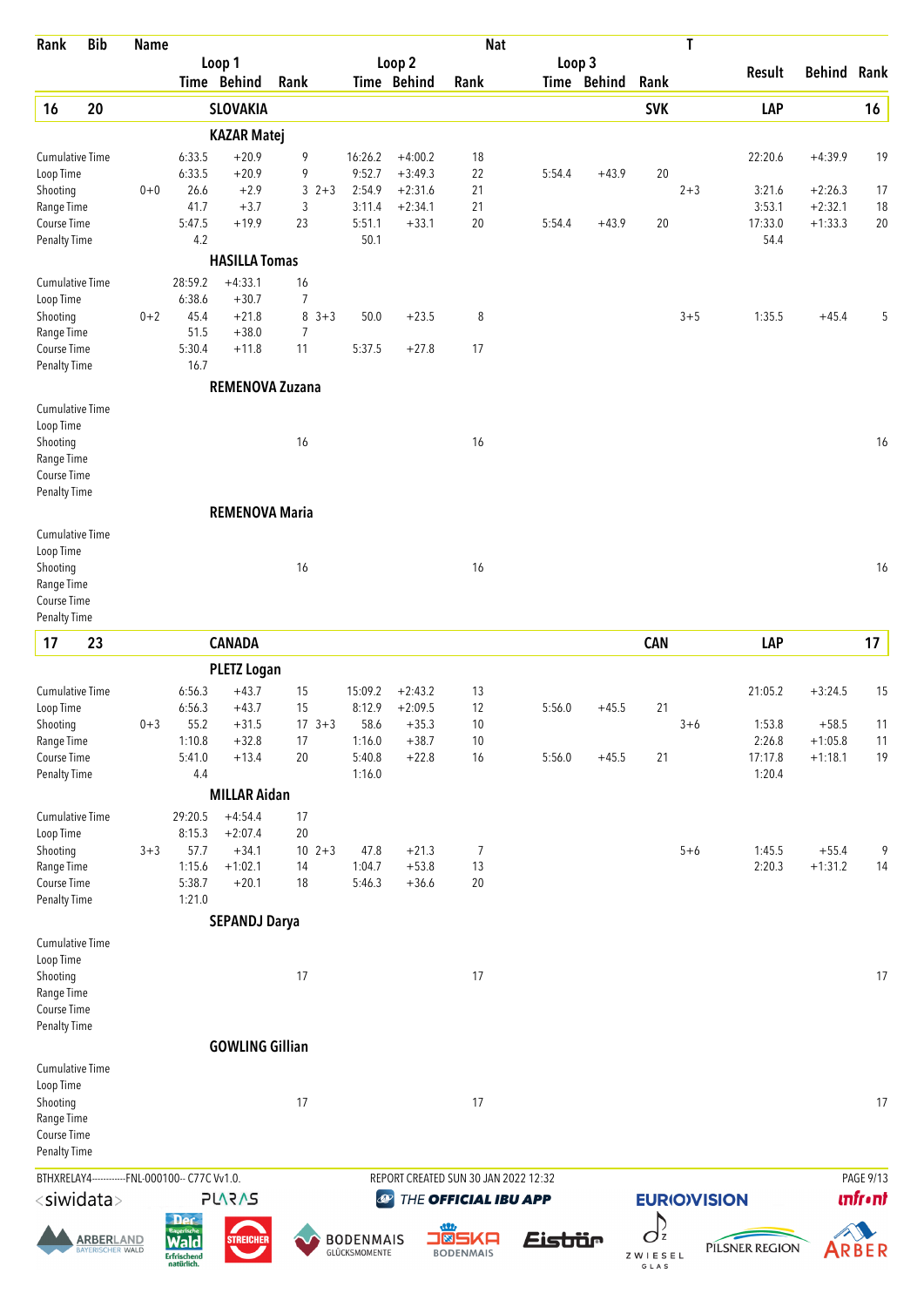| Rank | Bib | Name | Loop 1 Time | Loop 1 Behind | Loop 1 Rank | | Loop 2 Time | Loop 2 Behind | Loop 2 Rank | Loop 3 Time | Loop 3 Behind | Loop 3 Rank | T | Result | Behind | Rank |
|---|---|---|---|---|---|---|---|---|---|---|---|---|---|---|---|---|
| **16** | **20** | **SLOVAKIA** | | | | | | | | | | **SVK** | | **LAP** | | **16** |
| | | **KAZAR Matej** | | | | | | | | | | | | | | |
| Cumulative Time | | | 6:33.5 | +20.9 | 9 | | 16:26.2 | +4:00.2 | 18 | | | | | 22:20.6 | +4:39.9 | 19 |
| Loop Time | | | 6:33.5 | +20.9 | 9 | | 9:52.7 | +3:49.3 | 22 | 5:54.4 | +43.9 | 20 | | | | |
| Shooting | 0+0 | | 26.6 | +2.9 | 3 | 2+3 | 2:54.9 | +2:31.6 | 21 | | | | 2+3 | 3:21.6 | +2:26.3 | 17 |
| Range Time | | | 41.7 | +3.7 | 3 | | 3:11.4 | +2:34.1 | 21 | | | | | 3:53.1 | +2:32.1 | 18 |
| Course Time | | | 5:47.5 | +19.9 | 23 | | 5:51.1 | +33.1 | 20 | 5:54.4 | +43.9 | 20 | | 17:33.0 | +1:33.3 | 20 |
| Penalty Time | | | 4.2 | | | | 50.1 | | | | | | | 54.4 | | |
| | | **HASILLA Tomas** | | | | | | | | | | | | | | |
| Cumulative Time | | | 28:59.2 | +4:33.1 | 16 | | | | | | | | | | | |
| Loop Time | | | 6:38.6 | +30.7 | 7 | | | | | | | | | | | |
| Shooting | 0+2 | | 45.4 | +21.8 | 8 | 3+3 | 50.0 | +23.5 | 8 | | | | 3+5 | 1:35.5 | +45.4 | 5 |
| Range Time | | | 51.5 | +38.0 | 7 | | | | | | | | | | | |
| Course Time | | | 5:30.4 | +11.8 | 11 | | 5:37.5 | +27.8 | 17 | | | | | | | |
| Penalty Time | | | 16.7 | | | | | | | | | | | | | |
| | | **REMENOVA Zuzana** | | | | | | | | | | | | | | |
| Cumulative Time | | | | | | | | | | | | | | | | |
| Loop Time | | | | | | | | | | | | | | | | |
| Shooting | | | | | 16 | | | | 16 | | | | | | | 16 |
| Range Time | | | | | | | | | | | | | | | | |
| Course Time | | | | | | | | | | | | | | | | |
| Penalty Time | | | | | | | | | | | | | | | | |
| | | **REMENOVA Maria** | | | | | | | | | | | | | | |
| Cumulative Time | | | | | | | | | | | | | | | | |
| Loop Time | | | | | | | | | | | | | | | | |
| Shooting | | | | | 16 | | | | 16 | | | | | | | 16 |
| Range Time | | | | | | | | | | | | | | | | |
| Course Time | | | | | | | | | | | | | | | | |
| Penalty Time | | | | | | | | | | | | | | | | |
| **17** | **23** | **CANADA** | | | | | | | | | | **CAN** | | **LAP** | | **17** |
| | | **PLETZ Logan** | | | | | | | | | | | | | | |
| Cumulative Time | | | 6:56.3 | +43.7 | 15 | | 15:09.2 | +2:43.2 | 13 | | | | | 21:05.2 | +3:24.5 | 15 |
| Loop Time | | | 6:56.3 | +43.7 | 15 | | 8:12.9 | +2:09.5 | 12 | 5:56.0 | +45.5 | 21 | | | | |
| Shooting | 0+3 | | 55.2 | +31.5 | 17 | 3+3 | 58.6 | +35.3 | 10 | | | | 3+6 | 1:53.8 | +58.5 | 11 |
| Range Time | | | 1:10.8 | +32.8 | 17 | | 1:16.0 | +38.7 | 10 | | | | | 2:26.8 | +1:05.8 | 11 |
| Course Time | | | 5:41.0 | +13.4 | 20 | | 5:40.8 | +22.8 | 16 | 5:56.0 | +45.5 | 21 | | 17:17.8 | +1:18.1 | 19 |
| Penalty Time | | | 4.4 | | | | 1:16.0 | | | | | | | 1:20.4 | | |
| | | **MILLAR Aidan** | | | | | | | | | | | | | | |
| Cumulative Time | | | 29:20.5 | +4:54.4 | 17 | | | | | | | | | | | |
| Loop Time | | | 8:15.3 | +2:07.4 | 20 | | | | | | | | | | | |
| Shooting | 3+3 | | 57.7 | +34.1 | 10 | 2+3 | 47.8 | +21.3 | 7 | | | | 5+6 | 1:45.5 | +55.4 | 9 |
| Range Time | | | 1:15.6 | +1:02.1 | 14 | | 1:04.7 | +53.8 | 13 | | | | | 2:20.3 | +1:31.2 | 14 |
| Course Time | | | 5:38.7 | +20.1 | 18 | | 5:46.3 | +36.6 | 20 | | | | | | | |
| Penalty Time | | | 1:21.0 | | | | | | | | | | | | | |
| | | **SEPANDJ Darya** | | | | | | | | | | | | | | |
| Cumulative Time | | | | | | | | | | | | | | | | |
| Loop Time | | | | | | | | | | | | | | | | |
| Shooting | | | | | 17 | | | | 17 | | | | | | | 17 |
| Range Time | | | | | | | | | | | | | | | | |
| Course Time | | | | | | | | | | | | | | | | |
| Penalty Time | | | | | | | | | | | | | | | | |
| | | **GOWLING Gillian** | | | | | | | | | | | | | | |
| Cumulative Time | | | | | | | | | | | | | | | | |
| Loop Time | | | | | | | | | | | | | | | | |
| Shooting | | | | | 17 | | | | 17 | | | | | | | 17 |
| Range Time | | | | | | | | | | | | | | | | |
| Course Time | | | | | | | | | | | | | | | | |
| Penalty Time | | | | | | | | | | | | | | | | |

BTHXRELAY4------------FNL-000100-- C77C Vv1.0. REPORT CREATED SUN 30 JAN 2022 12:32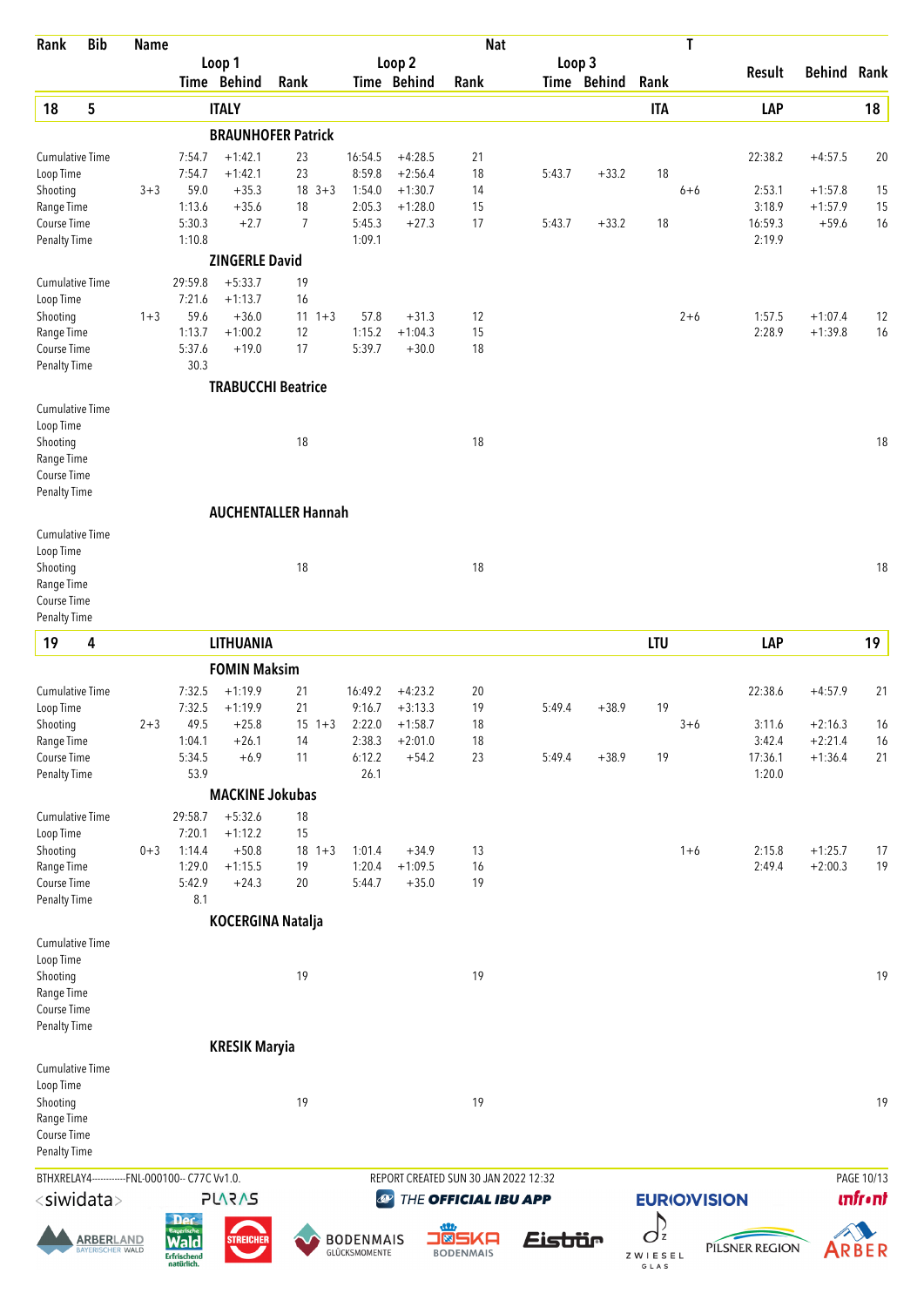| Rank | Bib | Name | Loop 1 Time | Loop 1 Behind | Loop 1 Rank | Loop 2 Time | Loop 2 Behind | Loop 2 Rank | Loop 3 Time | Loop 3 Behind | Loop 3 Rank | T | Result | Behind | Rank |
|---|---|---|---|---|---|---|---|---|---|---|---|---|---|---|---|
| **18** | **5** | **ITALY** | | | | | | | | | **ITA** | | **LAP** | | **18** |
| | | **BRAUNHOFER Patrick** | | | | | | | | | | | | | |
| Cumulative Time | | | 7:54.7 | +1:42.1 | 23 | 16:54.5 | +4:28.5 | 21 | | | | | 22:38.2 | +4:57.5 | 20 |
| Loop Time | | | 7:54.7 | +1:42.1 | 23 | 8:59.8 | +2:56.4 | 18 | 5:43.7 | +33.2 | 18 | | | | |
| Shooting | 3+3 | | 59.0 | +35.3 | 18 3+3 | 1:54.0 | +1:30.7 | 14 | | | | 6+6 | 2:53.1 | +1:57.8 | 15 |
| Range Time | | | 1:13.6 | +35.6 | 18 | 2:05.3 | +1:28.0 | 15 | | | | | 3:18.9 | +1:57.9 | 15 |
| Course Time | | | 5:30.3 | +2.7 | 7 | 5:45.3 | +27.3 | 17 | 5:43.7 | +33.2 | 18 | | 16:59.3 | +59.6 | 16 |
| Penalty Time | | | 1:10.8 | | | 1:09.1 | | | | | | | 2:19.9 | | |
| | | **ZINGERLE David** | | | | | | | | | | | | | |
| Cumulative Time | | | 29:59.8 | +5:33.7 | 19 | | | | | | | | | | |
| Loop Time | | | 7:21.6 | +1:13.7 | 16 | | | | | | | | | | |
| Shooting | 1+3 | | 59.6 | +36.0 | 11 1+3 | 57.8 | +31.3 | 12 | | | | 2+6 | 1:57.5 | +1:07.4 | 12 |
| Range Time | | | 1:13.7 | +1:00.2 | 12 | 1:15.2 | +1:04.3 | 15 | | | | | 2:28.9 | +1:39.8 | 16 |
| Course Time | | | 5:37.6 | +19.0 | 17 | 5:39.7 | +30.0 | 18 | | | | | | | |
| Penalty Time | | | 30.3 | | | | | | | | | | | | |
| | | **TRABUCCHI Beatrice** | | | | | | | | | | | | | |
| Cumulative Time | | | | | | | | | | | | | | | |
| Loop Time | | | | | | | | | | | | | | | |
| Shooting | | | | | 18 | | | 18 | | | | | | | 18 |
| Range Time | | | | | | | | | | | | | | | |
| Course Time | | | | | | | | | | | | | | | |
| Penalty Time | | | | | | | | | | | | | | | |
| | | **AUCHENTALLER Hannah** | | | | | | | | | | | | | |
| Cumulative Time | | | | | | | | | | | | | | | |
| Loop Time | | | | | | | | | | | | | | | |
| Shooting | | | | | 18 | | | 18 | | | | | | | 18 |
| Range Time | | | | | | | | | | | | | | | |
| Course Time | | | | | | | | | | | | | | | |
| Penalty Time | | | | | | | | | | | | | | | |
| **19** | **4** | **LITHUANIA** | | | | | | | | | **LTU** | | **LAP** | | **19** |
| | | **FOMIN Maksim** | | | | | | | | | | | | | |
| Cumulative Time | | | 7:32.5 | +1:19.9 | 21 | 16:49.2 | +4:23.2 | 20 | | | | | 22:38.6 | +4:57.9 | 21 |
| Loop Time | | | 7:32.5 | +1:19.9 | 21 | 9:16.7 | +3:13.3 | 19 | 5:49.4 | +38.9 | 19 | | | | |
| Shooting | 2+3 | | 49.5 | +25.8 | 15 1+3 | 2:22.0 | +1:58.7 | 18 | | | | 3+6 | 3:11.6 | +2:16.3 | 16 |
| Range Time | | | 1:04.1 | +26.1 | 14 | 2:38.3 | +2:01.0 | 18 | | | | | 3:42.4 | +2:21.4 | 16 |
| Course Time | | | 5:34.5 | +6.9 | 11 | 6:12.2 | +54.2 | 23 | 5:49.4 | +38.9 | 19 | | 17:36.1 | +1:36.4 | 21 |
| Penalty Time | | | 53.9 | | | 26.1 | | | | | | | 1:20.0 | | |
| | | **MACKINE Jokubas** | | | | | | | | | | | | | |
| Cumulative Time | | | 29:58.7 | +5:32.6 | 18 | | | | | | | | | | |
| Loop Time | | | 7:20.1 | +1:12.2 | 15 | | | | | | | | | | |
| Shooting | 0+3 | | 1:14.4 | +50.8 | 18 1+3 | 1:01.4 | +34.9 | 13 | | | | 1+6 | 2:15.8 | +1:25.7 | 17 |
| Range Time | | | 1:29.0 | +1:15.5 | 19 | 1:20.4 | +1:09.5 | 16 | | | | | 2:49.4 | +2:00.3 | 19 |
| Course Time | | | 5:42.9 | +24.3 | 20 | 5:44.7 | +35.0 | 19 | | | | | | | |
| Penalty Time | | | 8.1 | | | | | | | | | | | | |
| | | **KOCERGINA Natalja** | | | | | | | | | | | | | |
| Cumulative Time | | | | | | | | | | | | | | | |
| Loop Time | | | | | | | | | | | | | | | |
| Shooting | | | | | 19 | | | 19 | | | | | | | 19 |
| Range Time | | | | | | | | | | | | | | | |
| Course Time | | | | | | | | | | | | | | | |
| Penalty Time | | | | | | | | | | | | | | | |
| | | **KRESIK Maryia** | | | | | | | | | | | | | |
| Cumulative Time | | | | | | | | | | | | | | | |
| Loop Time | | | | | | | | | | | | | | | |
| Shooting | | | | | 19 | | | 19 | | | | | | | 19 |
| Range Time | | | | | | | | | | | | | | | |
| Course Time | | | | | | | | | | | | | | | |
| Penalty Time | | | | | | | | | | | | | | | |

BTHXRELAY4------------FNL-000100-- C77C Vv1.0. REPORT CREATED SUN 30 JAN 2022 12:32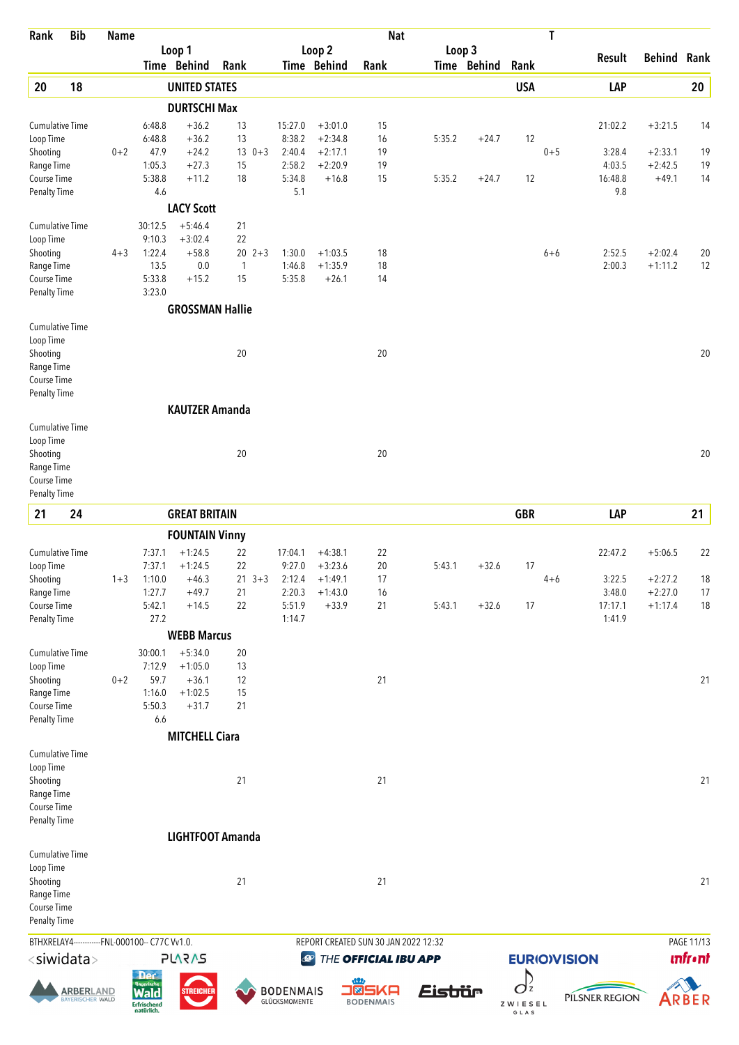| Rank | Bib | Name | | | | | | | Nat | | | | T | | | |
|---|---|---|---|---|---|---|---|---|---|---|---|---|---|---|---|---|
| | | | Loop 1 | | | Loop 2 | | | Loop 3 | | | | | | | |
| | | | Time | Behind | Rank | | Time | Behind | Rank | Time | Behind | Rank | | Result | Behind | Rank |
| **20** | **18** | **UNITED STATES** | | | | | | | | | | **USA** | | **LAP** | | **20** |
| | | **DURTSCHI Max** | | | | | | | | | | | | | | |
| Cumulative Time | | | 6:48.8 | +36.2 | 13 | | 15:27.0 | +3:01.0 | 15 | | | | | 21:02.2 | +3:21.5 | 14 |
| Loop Time | | | 6:48.8 | +36.2 | 13 | | 8:38.2 | +2:34.8 | 16 | 5:35.2 | +24.7 | 12 | | | | |
| Shooting | | 0+2 | 47.9 | +24.2 | 13 | 0+3 | 2:40.4 | +2:17.1 | 19 | | | | 0+5 | 3:28.4 | +2:33.1 | 19 |
| Range Time | | | 1:05.3 | +27.3 | 15 | | 2:58.2 | +2:20.9 | 19 | | | | | 4:03.5 | +2:42.5 | 19 |
| Course Time | | | 5:38.8 | +11.2 | 18 | | 5:34.8 | +16.8 | 15 | 5:35.2 | +24.7 | 12 | | 16:48.8 | +49.1 | 14 |
| Penalty Time | | | 4.6 | | | | 5.1 | | | | | | | 9.8 | | |
| | | **LACY Scott** | | | | | | | | | | | | | | |
| Cumulative Time | | | 30:12.5 | +5:46.4 | 21 | | | | | | | | | | | |
| Loop Time | | | 9:10.3 | +3:02.4 | 22 | | | | | | | | | | | |
| Shooting | | 4+3 | 1:22.4 | +58.8 | 20 | 2+3 | 1:30.0 | +1:03.5 | 18 | | | | 6+6 | 2:52.5 | +2:02.4 | 20 |
| Range Time | | | 13.5 | 0.0 | 1 | | 1:46.8 | +1:35.9 | 18 | | | | | 2:00.3 | +1:11.2 | 12 |
| Course Time | | | 5:33.8 | +15.2 | 15 | | 5:35.8 | +26.1 | 14 | | | | | | | |
| Penalty Time | | | 3:23.0 | | | | | | | | | | | | | |
| | | **GROSSMAN Hallie** | | | | | | | | | | | | | | |
| Cumulative Time | | | | | | | | | | | | | | | | |
| Loop Time | | | | | | | | | | | | | | | | |
| Shooting | | | | | 20 | | | | 20 | | | | | | | 20 |
| Range Time | | | | | | | | | | | | | | | | |
| Course Time | | | | | | | | | | | | | | | | |
| Penalty Time | | | | | | | | | | | | | | | | |
| | | **KAUTZER Amanda** | | | | | | | | | | | | | | |
| Cumulative Time | | | | | | | | | | | | | | | | |
| Loop Time | | | | | | | | | | | | | | | | |
| Shooting | | | | | 20 | | | | 20 | | | | | | | 20 |
| Range Time | | | | | | | | | | | | | | | | |
| Course Time | | | | | | | | | | | | | | | | |
| Penalty Time | | | | | | | | | | | | | | | | |
| **21** | **24** | **GREAT BRITAIN** | | | | | | | | | | **GBR** | | **LAP** | | **21** |
| | | **FOUNTAIN Vinny** | | | | | | | | | | | | | | |
| Cumulative Time | | | 7:37.1 | +1:24.5 | 22 | | 17:04.1 | +4:38.1 | 22 | | | | | 22:47.2 | +5:06.5 | 22 |
| Loop Time | | | 7:37.1 | +1:24.5 | 22 | | 9:27.0 | +3:23.6 | 20 | 5:43.1 | +32.6 | 17 | | | | |
| Shooting | | 1+3 | 1:10.0 | +46.3 | 21 | 3+3 | 2:12.4 | +1:49.1 | 17 | | | | 4+6 | 3:22.5 | +2:27.2 | 18 |
| Range Time | | | 1:27.7 | +49.7 | 21 | | 2:20.3 | +1:43.0 | 16 | | | | | 3:48.0 | +2:27.0 | 17 |
| Course Time | | | 5:42.1 | +14.5 | 22 | | 5:51.9 | +33.9 | 21 | 5:43.1 | +32.6 | 17 | | 17:17.1 | +1:17.4 | 18 |
| Penalty Time | | | 27.2 | | | | 1:14.7 | | | | | | | 1:41.9 | | |
| | | **WEBB Marcus** | | | | | | | | | | | | | | |
| Cumulative Time | | | 30:00.1 | +5:34.0 | 20 | | | | | | | | | | | |
| Loop Time | | | 7:12.9 | +1:05.0 | 13 | | | | | | | | | | | |
| Shooting | | 0+2 | 59.7 | +36.1 | 12 | | | | 21 | | | | | | | 21 |
| Range Time | | | 1:16.0 | +1:02.5 | 15 | | | | | | | | | | | |
| Course Time | | | 5:50.3 | +31.7 | 21 | | | | | | | | | | | |
| Penalty Time | | | 6.6 | | | | | | | | | | | | | |
| | | **MITCHELL Ciara** | | | | | | | | | | | | | | |
| Cumulative Time | | | | | | | | | | | | | | | | |
| Loop Time | | | | | | | | | | | | | | | | |
| Shooting | | | | | 21 | | | | 21 | | | | | | | 21 |
| Range Time | | | | | | | | | | | | | | | | |
| Course Time | | | | | | | | | | | | | | | | |
| Penalty Time | | | | | | | | | | | | | | | | |
| | | **LIGHTFOOT Amanda** | | | | | | | | | | | | | | |
| Cumulative Time | | | | | | | | | | | | | | | | |
| Loop Time | | | | | | | | | | | | | | | | |
| Shooting | | | | | 21 | | | | 21 | | | | | | | 21 |
| Range Time | | | | | | | | | | | | | | | | |
| Course Time | | | | | | | | | | | | | | | | |
| Penalty Time | | | | | | | | | | | | | | | | |

BTHXRELAY4------------FNL-000100-- C77C Vv1.0. REPORT CREATED SUN 30 JAN 2022 12:32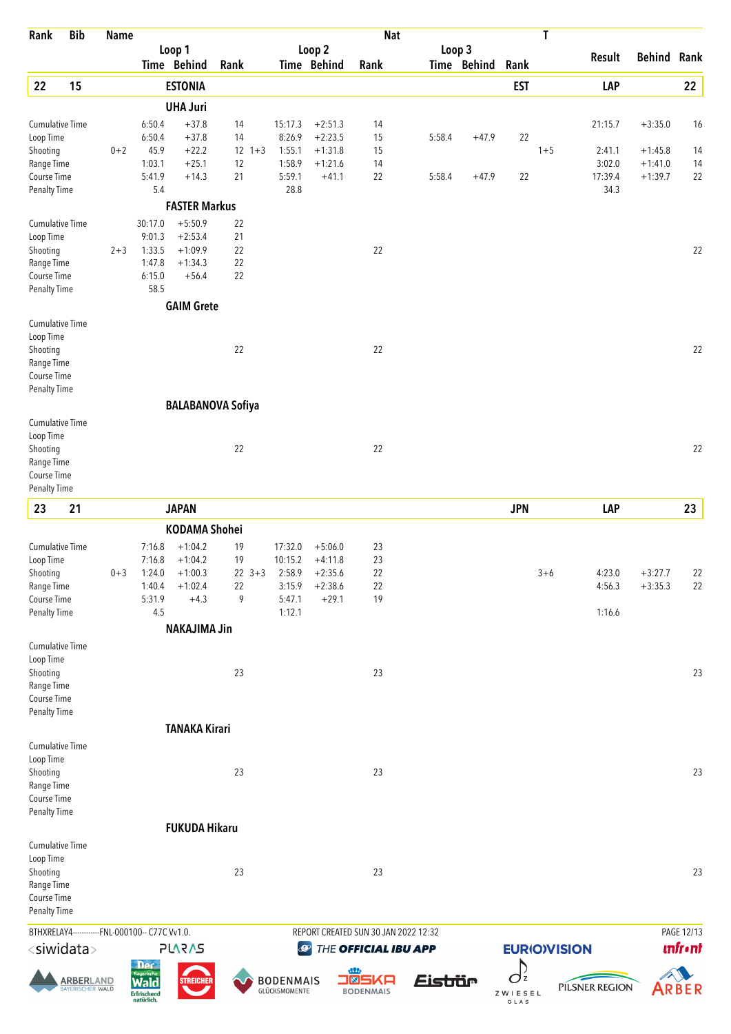| Rank | Bib | Name | | Loop 1 Time | Behind | Rank | | Loop 2 Time | Behind | Nat Rank | Loop 3 Time | Behind | Rank | T | Result | Behind | Rank |
|---|---|---|---|---|---|---|---|---|---|---|---|---|---|---|---|---|---|
| **22** | **15** | **ESTONIA** | | | | | | | | | | | **EST** | | **LAP** | | **22** |
| | | **UHA Juri** | | | | | | | | | | | | | | | |
| | | Cumulative Time | | 6:50.4 | +37.8 | 14 | | 15:17.3 | +2:51.3 | 14 | | | | | 21:15.7 | +3:35.0 | 16 |
| | | Loop Time | | 6:50.4 | +37.8 | 14 | | 8:26.9 | +2:23.5 | 15 | 5:58.4 | +47.9 | 22 | | | | |
| | | Shooting | 0+2 | 45.9 | +22.2 | 12 | 1+3 | 1:55.1 | +1:31.8 | 15 | | | | 1+5 | 2:41.1 | +1:45.8 | 14 |
| | | Range Time | | 1:03.1 | +25.1 | 12 | | 1:58.9 | +1:21.6 | 14 | | | | | 3:02.0 | +1:41.0 | 14 |
| | | Course Time | | 5:41.9 | +14.3 | 21 | | 5:59.1 | +41.1 | 22 | 5:58.4 | +47.9 | 22 | | 17:39.4 | +1:39.7 | 22 |
| | | Penalty Time | | 5.4 | | | | 28.8 | | | | | | | 34.3 | | |
| | | **FASTER Markus** | | | | | | | | | | | | | | | |
| | | Cumulative Time | | 30:17.0 | +5:50.9 | 22 | | | | | | | | | | | |
| | | Loop Time | | 9:01.3 | +2:53.4 | 21 | | | | | | | | | | | |
| | | Shooting | 2+3 | 1:33.5 | +1:09.9 | 22 | | | | 22 | | | | | | | 22 |
| | | Range Time | | 1:47.8 | +1:34.3 | 22 | | | | | | | | | | | |
| | | Course Time | | 6:15.0 | +56.4 | 22 | | | | | | | | | | | |
| | | Penalty Time | | 58.5 | | | | | | | | | | | | | |
| | | **GAIM Grete** | | | | | | | | | | | | | | | |
| | | Cumulative Time | | | | | | | | | | | | | | | |
| | | Loop Time | | | | | | | | | | | | | | | |
| | | Shooting | | | | 22 | | | | 22 | | | | | | | 22 |
| | | Range Time | | | | | | | | | | | | | | | |
| | | Course Time | | | | | | | | | | | | | | | |
| | | Penalty Time | | | | | | | | | | | | | | | |
| | | **BALABANOVA Sofiya** | | | | | | | | | | | | | | | |
| | | Cumulative Time | | | | | | | | | | | | | | | |
| | | Loop Time | | | | | | | | | | | | | | | |
| | | Shooting | | | | 22 | | | | 22 | | | | | | | 22 |
| | | Range Time | | | | | | | | | | | | | | | |
| | | Course Time | | | | | | | | | | | | | | | |
| | | Penalty Time | | | | | | | | | | | | | | | |
| **23** | **21** | **JAPAN** | | | | | | | | | | | **JPN** | | **LAP** | | **23** |
| | | **KODAMA Shohei** | | | | | | | | | | | | | | | |
| | | Cumulative Time | | 7:16.8 | +1:04.2 | 19 | | 17:32.0 | +5:06.0 | 23 | | | | | | | |
| | | Loop Time | | 7:16.8 | +1:04.2 | 19 | | 10:15.2 | +4:11.8 | 23 | | | | | | | |
| | | Shooting | 0+3 | 1:24.0 | +1:00.3 | 22 | 3+3 | 2:58.9 | +2:35.6 | 22 | | | | 3+6 | 4:23.0 | +3:27.7 | 22 |
| | | Range Time | | 1:40.4 | +1:02.4 | 22 | | 3:15.9 | +2:38.6 | 22 | | | | | 4:56.3 | +3:35.3 | 22 |
| | | Course Time | | 5:31.9 | +4.3 | 9 | | 5:47.1 | +29.1 | 19 | | | | | | | |
| | | Penalty Time | | 4.5 | | | | 1:12.1 | | | | | | | 1:16.6 | | |
| | | **NAKAJIMA Jin** | | | | | | | | | | | | | | | |
| | | Cumulative Time | | | | | | | | | | | | | | | |
| | | Loop Time | | | | | | | | | | | | | | | |
| | | Shooting | | | | 23 | | | | 23 | | | | | | | 23 |
| | | Range Time | | | | | | | | | | | | | | | |
| | | Course Time | | | | | | | | | | | | | | | |
| | | Penalty Time | | | | | | | | | | | | | | | |
| | | **TANAKA Kirari** | | | | | | | | | | | | | | | |
| | | Cumulative Time | | | | | | | | | | | | | | | |
| | | Loop Time | | | | | | | | | | | | | | | |
| | | Shooting | | | | 23 | | | | 23 | | | | | | | 23 |
| | | Range Time | | | | | | | | | | | | | | | |
| | | Course Time | | | | | | | | | | | | | | | |
| | | Penalty Time | | | | | | | | | | | | | | | |
| | | **FUKUDA Hikaru** | | | | | | | | | | | | | | | |
| | | Cumulative Time | | | | | | | | | | | | | | | |
| | | Loop Time | | | | | | | | | | | | | | | |
| | | Shooting | | | | 23 | | | | 23 | | | | | | | 23 |
| | | Range Time | | | | | | | | | | | | | | | |
| | | Course Time | | | | | | | | | | | | | | | |
| | | Penalty Time | | | | | | | | | | | | | | | |

BTHXRELAY4-----------FNL-000100-- C77C Vv1.0. REPORT CREATED SUN 30 JAN 2022 12:32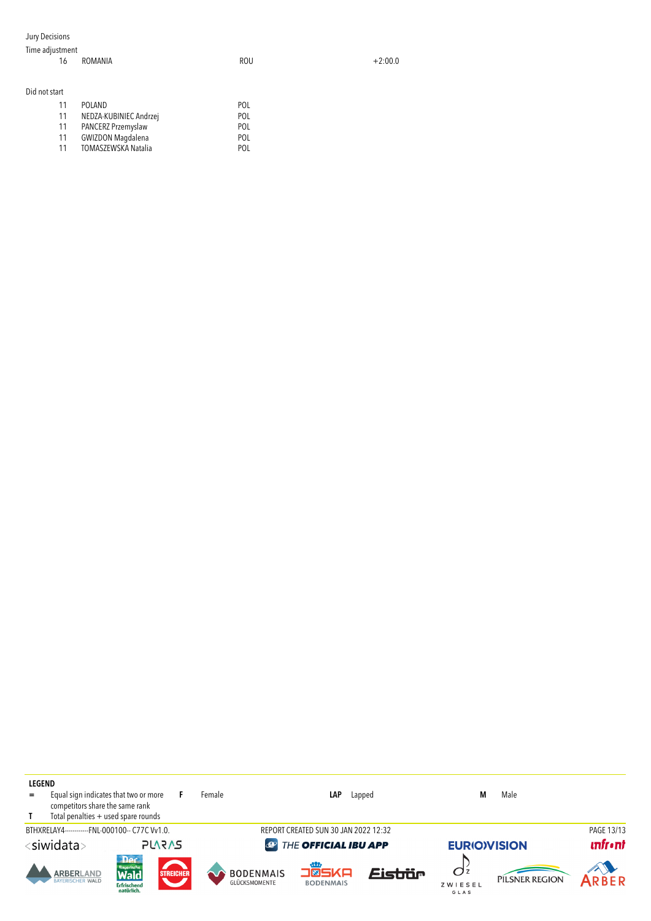Jury Decisions

Time adjustment

| | | | |
|---|---|---|---|
| 16 | ROMANIA | ROU | +2:00.0 |

Did not start

| | | |
|---|---|---|
| 11 | POLAND | POL |
| 11 | NEDZA-KUBINIEC Andrzej | POL |
| 11 | PANCERZ Przemyslaw | POL |
| 11 | GWIZDON Magdalena | POL |
| 11 | TOMASZEWSKA Natalia | POL |

**LEGEND**

| | | | | | | | |
|---|---|---|---|---|---|---|---|
| **=** | Equal sign indicates that two or more competitors share the same rank | **F** | Female | **LAP** | Lapped | **M** | Male |
| **T** | Total penalties + used spare rounds | | | | | | |

BTHXRELAY4------------FNL-000100-- C77C Vv1.0. REPORT CREATED SUN 30 JAN 2022 12:32